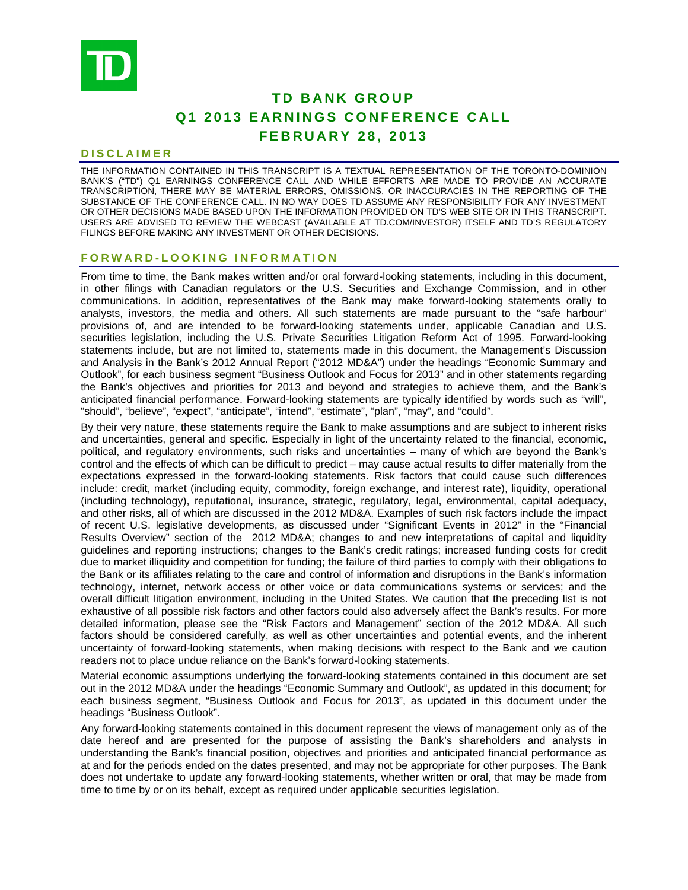# TD BANK GROUP

# Q1 2013 EARNINGS CONFERENCE CALL

# FEBRUARY 28, 2013

## DISCLAIMER

THE INFORMATION CONTAINED IN THIS TRANSCRIPT IS A TEXTUAL REPRESENTATION OF THE TORONTO-DOMINION BANK'S ("TD") Q1 EARNINGS CONFERENCE CALL AND WHILE EFFORTS ARE MADE TO PROVIDE AN ACCURATE TRANSCRIPTION, THERE MAY BE MATERIAL ERRORS, OMISSIONS, OR INACCURACIES IN THE REPORTING OF THE SUBSTANCE OF THE CONFERENCE CALL. IN NO WAY DOES TD ASSUME ANY RESPONSIBILITY FOR ANY INVESTMENT OR OTHER DECISIONS MADE BASED UPON THE INFORMATION PROVIDED ON TD'S WEB SITE OR IN THIS TRANSCRIPT. USERS ARE ADVISED TO REVIEW THE WEBCAST (AVAILABLE AT TD.COM/INVESTOR) ITSELF AND TD'S REGULATORY FILINGS BEFORE MAKING ANY INVESTMENT OR OTHER DECISIONS.

## FORWARD-LOOKING INFORMATION

From time to time, the Bank makes written and/or oral forward-looking statements, including in this document, in other filings with Canadian regulators or the U.S. Securities and Exchange Commission, and in other communications. In addition, representatives of the Bank may make forward-looking statements orally to analysts, investors, the media and others. All such statements are made pursuant to the "safe harbour" provisions of, and are intended to be forward-looking statements under, applicable Canadian and U.S. securities legislation, including the U.S. Private Securities Litigation Reform Act of 1995. Forward-looking statements include, but are not limited to, statements made in this document, the Management's Discussion and Analysis in the Bank's 2012 Annual Report ("2012 MD&A") under the headings "Economic Summary and Outlook", for each business segment "Business Outlook and Focus for 2013" and in other statements regarding the Bank's objectives and priorities for 2013 and beyond and strategies to achieve them, and the Bank's anticipated financial performance. Forward-looking statements are typically identified by words such as "will", "should", "believe", "expect", "anticipate", "intend", "estimate", "plan", "may", and "could".

By their very nature, these statements require the Bank to make assumptions and are subject to inherent risks and uncertainties, general and specific. Especially in light of the uncertainty related to the financial, economic, political, and regulatory environments, such risks and uncertainties – many of which are beyond the Bank's control and the effects of which can be difficult to predict – may cause actual results to differ materially from the expectations expressed in the forward-looking statements. Risk factors that could cause such differences include: credit, market (including equity, commodity, foreign exchange, and interest rate), liquidity, operational (including technology), reputational, insurance, strategic, regulatory, legal, environmental, capital adequacy, and other risks, all of which are discussed in the 2012 MD&A. Examples of such risk factors include the impact of recent U.S. legislative developments, as discussed under "Significant Events in 2012" in the "Financial Results Overview" section of the 2012 MD&A; changes to and new interpretations of capital and liquidity guidelines and reporting instructions; changes to the Bank's credit ratings; increased funding costs for credit due to market illiquidity and competition for funding; the failure of third parties to comply with their obligations to the Bank or its affiliates relating to the care and control of information and disruptions in the Bank's information technology, internet, network access or other voice or data communications systems or services; and the overall difficult litigation environment, including in the United States. We caution that the preceding list is not exhaustive of all possible risk factors and other factors could also adversely affect the Bank's results. For more detailed information, please see the "Risk Factors and Management" section of the 2012 MD&A. All such factors should be considered carefully, as well as other uncertainties and potential events, and the inherent uncertainty of forward-looking statements, when making decisions with respect to the Bank and we caution readers not to place undue reliance on the Bank's forward-looking statements.

Material economic assumptions underlying the forward-looking statements contained in this document are set out in the 2012 MD&A under the headings "Economic Summary and Outlook", as updated in this document; for each business segment, "Business Outlook and Focus for 2013", as updated in this document under the headings "Business Outlook".

Any forward-looking statements contained in this document represent the views of management only as of the date hereof and are presented for the purpose of assisting the Bank's shareholders and analysts in understanding the Bank's financial position, objectives and priorities and anticipated financial performance as at and for the periods ended on the dates presented, and may not be appropriate for other purposes. The Bank does not undertake to update any forward-looking statements, whether written or oral, that may be made from time to time by or on its behalf, except as required under applicable securities legislation.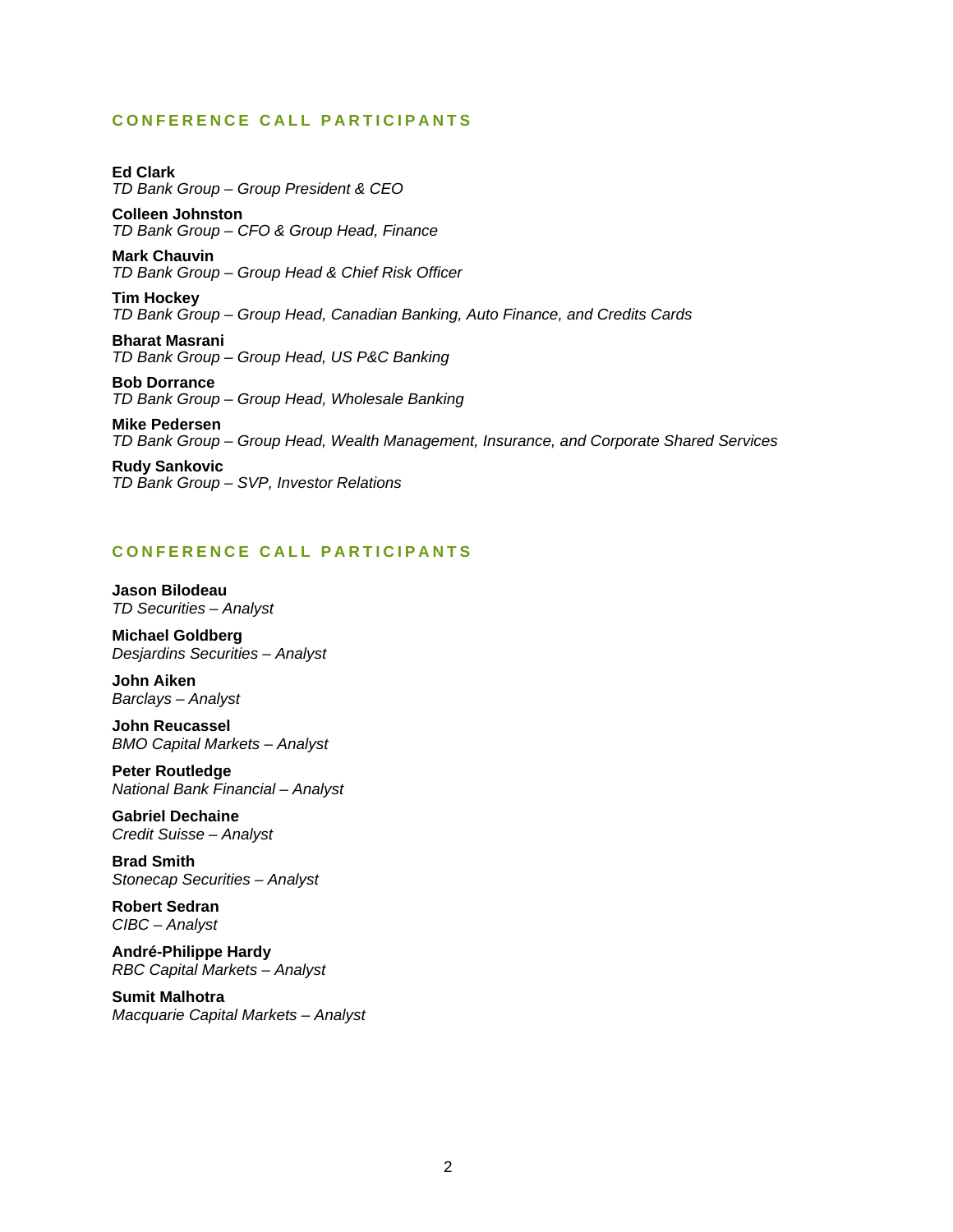## CONFERENCE CALL PARTICIPANTS

**Ed Clark**
*TD Bank Group – Group President & CEO*

**Colleen Johnston**
*TD Bank Group – CFO & Group Head, Finance*

**Mark Chauvin**
*TD Bank Group – Group Head & Chief Risk Officer*

**Tim Hockey**
*TD Bank Group – Group Head, Canadian Banking, Auto Finance, and Credits Cards*

**Bharat Masrani**
*TD Bank Group – Group Head, US P&C Banking*

**Bob Dorrance**
*TD Bank Group – Group Head, Wholesale Banking*

**Mike Pedersen**
*TD Bank Group – Group Head, Wealth Management, Insurance, and Corporate Shared Services*

**Rudy Sankovic**
*TD Bank Group – SVP, Investor Relations*

## CONFERENCE CALL PARTICIPANTS

**Jason Bilodeau**
*TD Securities – Analyst*

**Michael Goldberg**
*Desjardins Securities – Analyst*

**John Aiken**
*Barclays – Analyst*

**John Reucassel**
*BMO Capital Markets – Analyst*

**Peter Routledge**
*National Bank Financial – Analyst*

**Gabriel Dechaine**
*Credit Suisse – Analyst*

**Brad Smith**
*Stonecap Securities – Analyst*

**Robert Sedran**
*CIBC – Analyst*

**André-Philippe Hardy**
*RBC Capital Markets – Analyst*

**Sumit Malhotra**
*Macquarie Capital Markets – Analyst*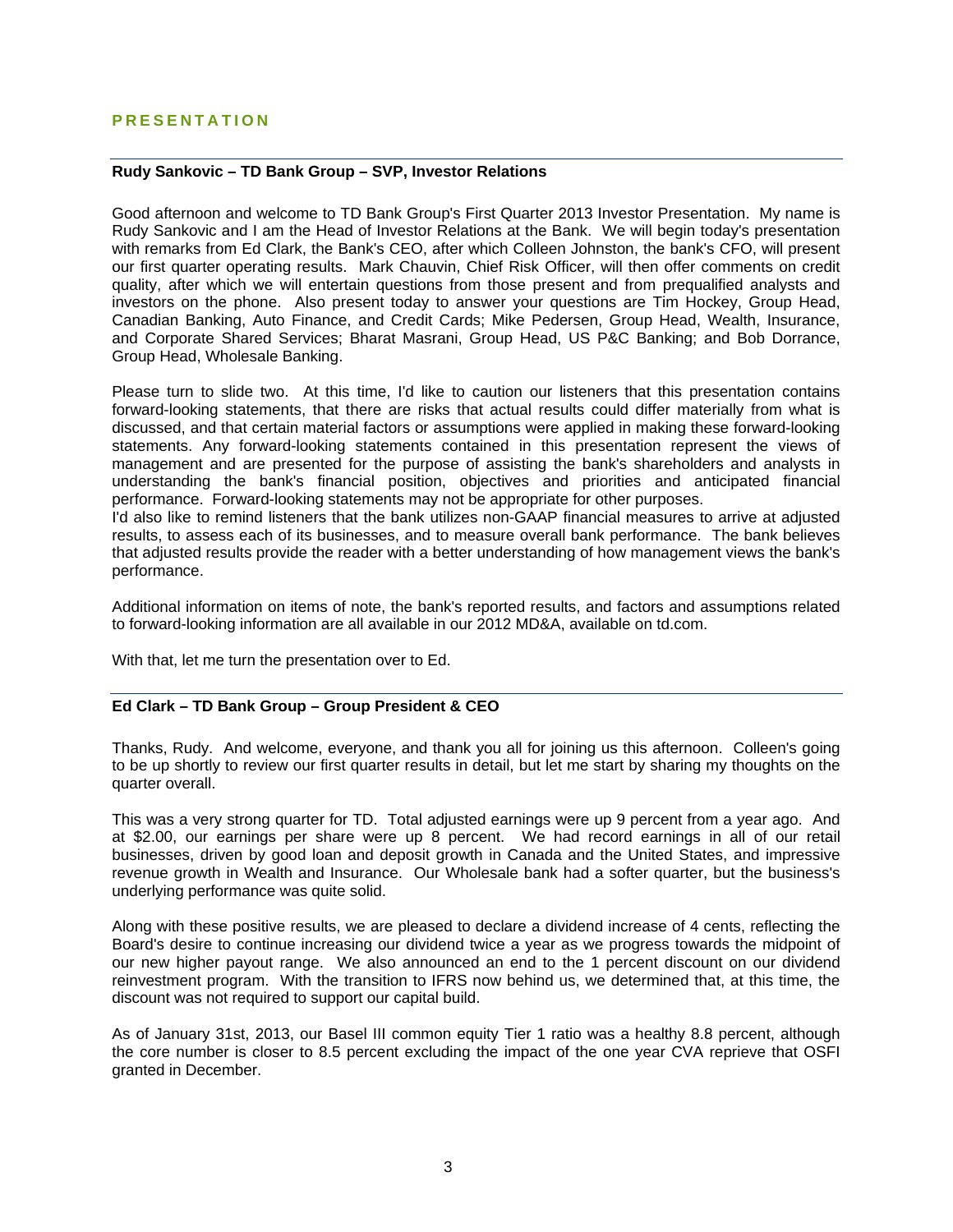## PRESENTATION

---

**Rudy Sankovic – TD Bank Group – SVP, Investor Relations**

Good afternoon and welcome to TD Bank Group's First Quarter 2013 Investor Presentation. My name is Rudy Sankovic and I am the Head of Investor Relations at the Bank. We will begin today's presentation with remarks from Ed Clark, the Bank's CEO, after which Colleen Johnston, the bank's CFO, will present our first quarter operating results. Mark Chauvin, Chief Risk Officer, will then offer comments on credit quality, after which we will entertain questions from those present and from prequalified analysts and investors on the phone. Also present today to answer your questions are Tim Hockey, Group Head, Canadian Banking, Auto Finance, and Credit Cards; Mike Pedersen, Group Head, Wealth, Insurance, and Corporate Shared Services; Bharat Masrani, Group Head, US P&C Banking; and Bob Dorrance, Group Head, Wholesale Banking.

Please turn to slide two. At this time, I'd like to caution our listeners that this presentation contains forward-looking statements, that there are risks that actual results could differ materially from what is discussed, and that certain material factors or assumptions were applied in making these forward-looking statements. Any forward-looking statements contained in this presentation represent the views of management and are presented for the purpose of assisting the bank's shareholders and analysts in understanding the bank's financial position, objectives and priorities and anticipated financial performance. Forward-looking statements may not be appropriate for other purposes.
I'd also like to remind listeners that the bank utilizes non-GAAP financial measures to arrive at adjusted results, to assess each of its businesses, and to measure overall bank performance. The bank believes that adjusted results provide the reader with a better understanding of how management views the bank's performance.

Additional information on items of note, the bank's reported results, and factors and assumptions related to forward-looking information are all available in our 2012 MD&A, available on td.com.

With that, let me turn the presentation over to Ed.

---

**Ed Clark – TD Bank Group – Group President & CEO**

Thanks, Rudy. And welcome, everyone, and thank you all for joining us this afternoon. Colleen's going to be up shortly to review our first quarter results in detail, but let me start by sharing my thoughts on the quarter overall.

This was a very strong quarter for TD. Total adjusted earnings were up 9 percent from a year ago. And at $2.00, our earnings per share were up 8 percent. We had record earnings in all of our retail businesses, driven by good loan and deposit growth in Canada and the United States, and impressive revenue growth in Wealth and Insurance. Our Wholesale bank had a softer quarter, but the business's underlying performance was quite solid.

Along with these positive results, we are pleased to declare a dividend increase of 4 cents, reflecting the Board's desire to continue increasing our dividend twice a year as we progress towards the midpoint of our new higher payout range. We also announced an end to the 1 percent discount on our dividend reinvestment program. With the transition to IFRS now behind us, we determined that, at this time, the discount was not required to support our capital build.

As of January 31st, 2013, our Basel III common equity Tier 1 ratio was a healthy 8.8 percent, although the core number is closer to 8.5 percent excluding the impact of the one year CVA reprieve that OSFI granted in December.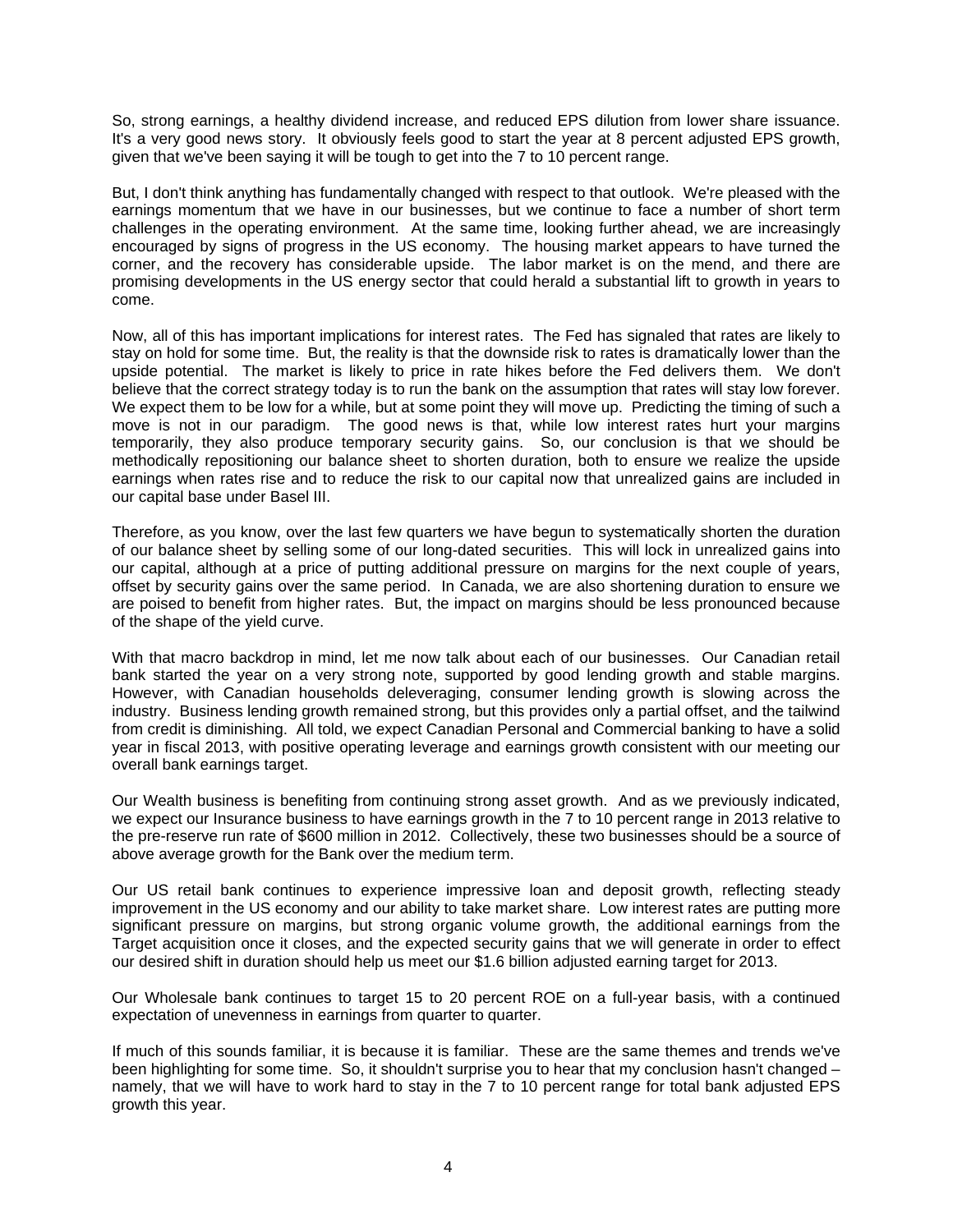So, strong earnings, a healthy dividend increase, and reduced EPS dilution from lower share issuance. It's a very good news story. It obviously feels good to start the year at 8 percent adjusted EPS growth, given that we've been saying it will be tough to get into the 7 to 10 percent range.

But, I don't think anything has fundamentally changed with respect to that outlook. We're pleased with the earnings momentum that we have in our businesses, but we continue to face a number of short term challenges in the operating environment. At the same time, looking further ahead, we are increasingly encouraged by signs of progress in the US economy. The housing market appears to have turned the corner, and the recovery has considerable upside. The labor market is on the mend, and there are promising developments in the US energy sector that could herald a substantial lift to growth in years to come.

Now, all of this has important implications for interest rates. The Fed has signaled that rates are likely to stay on hold for some time. But, the reality is that the downside risk to rates is dramatically lower than the upside potential. The market is likely to price in rate hikes before the Fed delivers them. We don't believe that the correct strategy today is to run the bank on the assumption that rates will stay low forever. We expect them to be low for a while, but at some point they will move up. Predicting the timing of such a move is not in our paradigm. The good news is that, while low interest rates hurt your margins temporarily, they also produce temporary security gains. So, our conclusion is that we should be methodically repositioning our balance sheet to shorten duration, both to ensure we realize the upside earnings when rates rise and to reduce the risk to our capital now that unrealized gains are included in our capital base under Basel III.

Therefore, as you know, over the last few quarters we have begun to systematically shorten the duration of our balance sheet by selling some of our long-dated securities. This will lock in unrealized gains into our capital, although at a price of putting additional pressure on margins for the next couple of years, offset by security gains over the same period. In Canada, we are also shortening duration to ensure we are poised to benefit from higher rates. But, the impact on margins should be less pronounced because of the shape of the yield curve.

With that macro backdrop in mind, let me now talk about each of our businesses. Our Canadian retail bank started the year on a very strong note, supported by good lending growth and stable margins. However, with Canadian households deleveraging, consumer lending growth is slowing across the industry. Business lending growth remained strong, but this provides only a partial offset, and the tailwind from credit is diminishing. All told, we expect Canadian Personal and Commercial banking to have a solid year in fiscal 2013, with positive operating leverage and earnings growth consistent with our meeting our overall bank earnings target.

Our Wealth business is benefiting from continuing strong asset growth. And as we previously indicated, we expect our Insurance business to have earnings growth in the 7 to 10 percent range in 2013 relative to the pre-reserve run rate of $600 million in 2012. Collectively, these two businesses should be a source of above average growth for the Bank over the medium term.

Our US retail bank continues to experience impressive loan and deposit growth, reflecting steady improvement in the US economy and our ability to take market share. Low interest rates are putting more significant pressure on margins, but strong organic volume growth, the additional earnings from the Target acquisition once it closes, and the expected security gains that we will generate in order to effect our desired shift in duration should help us meet our $1.6 billion adjusted earning target for 2013.

Our Wholesale bank continues to target 15 to 20 percent ROE on a full-year basis, with a continued expectation of unevenness in earnings from quarter to quarter.

If much of this sounds familiar, it is because it is familiar. These are the same themes and trends we've been highlighting for some time. So, it shouldn't surprise you to hear that my conclusion hasn't changed – namely, that we will have to work hard to stay in the 7 to 10 percent range for total bank adjusted EPS growth this year.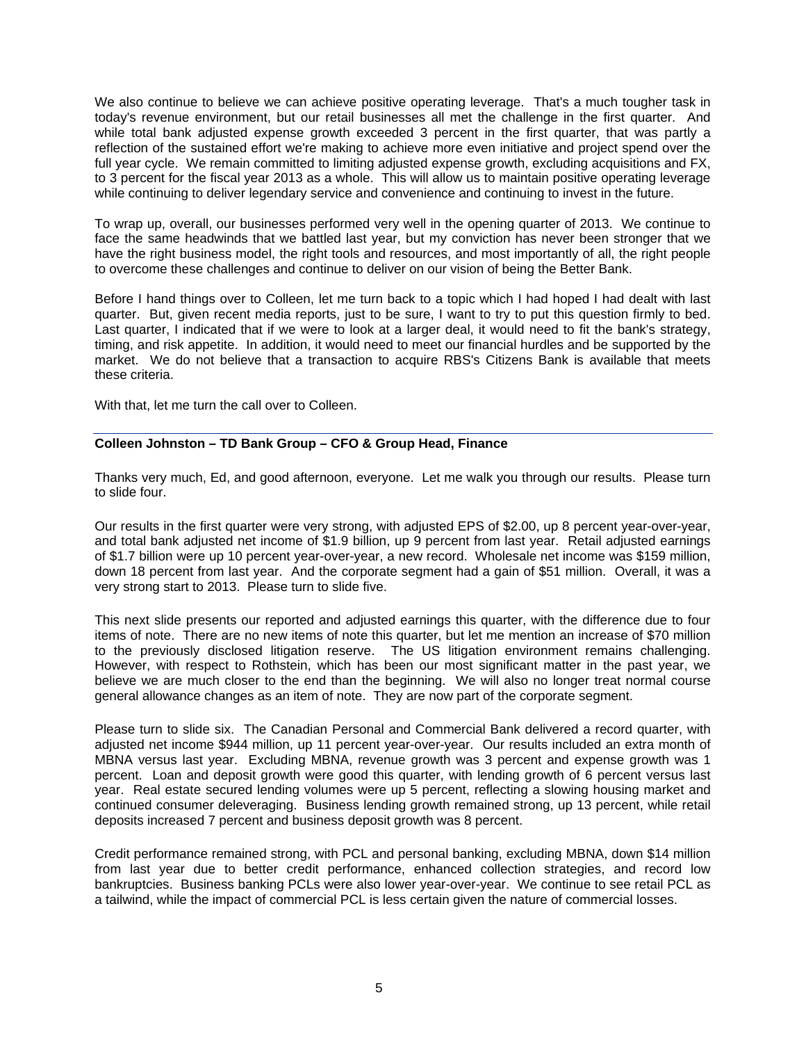We also continue to believe we can achieve positive operating leverage. That's a much tougher task in today's revenue environment, but our retail businesses all met the challenge in the first quarter. And while total bank adjusted expense growth exceeded 3 percent in the first quarter, that was partly a reflection of the sustained effort we're making to achieve more even initiative and project spend over the full year cycle. We remain committed to limiting adjusted expense growth, excluding acquisitions and FX, to 3 percent for the fiscal year 2013 as a whole. This will allow us to maintain positive operating leverage while continuing to deliver legendary service and convenience and continuing to invest in the future.

To wrap up, overall, our businesses performed very well in the opening quarter of 2013. We continue to face the same headwinds that we battled last year, but my conviction has never been stronger that we have the right business model, the right tools and resources, and most importantly of all, the right people to overcome these challenges and continue to deliver on our vision of being the Better Bank.

Before I hand things over to Colleen, let me turn back to a topic which I had hoped I had dealt with last quarter. But, given recent media reports, just to be sure, I want to try to put this question firmly to bed. Last quarter, I indicated that if we were to look at a larger deal, it would need to fit the bank's strategy, timing, and risk appetite. In addition, it would need to meet our financial hurdles and be supported by the market. We do not believe that a transaction to acquire RBS's Citizens Bank is available that meets these criteria.

With that, let me turn the call over to Colleen.

---

**Colleen Johnston – TD Bank Group – CFO & Group Head, Finance**

Thanks very much, Ed, and good afternoon, everyone. Let me walk you through our results. Please turn to slide four.

Our results in the first quarter were very strong, with adjusted EPS of $2.00, up 8 percent year-over-year, and total bank adjusted net income of $1.9 billion, up 9 percent from last year. Retail adjusted earnings of $1.7 billion were up 10 percent year-over-year, a new record. Wholesale net income was $159 million, down 18 percent from last year. And the corporate segment had a gain of $51 million. Overall, it was a very strong start to 2013. Please turn to slide five.

This next slide presents our reported and adjusted earnings this quarter, with the difference due to four items of note. There are no new items of note this quarter, but let me mention an increase of $70 million to the previously disclosed litigation reserve. The US litigation environment remains challenging. However, with respect to Rothstein, which has been our most significant matter in the past year, we believe we are much closer to the end than the beginning. We will also no longer treat normal course general allowance changes as an item of note. They are now part of the corporate segment.

Please turn to slide six. The Canadian Personal and Commercial Bank delivered a record quarter, with adjusted net income $944 million, up 11 percent year-over-year. Our results included an extra month of MBNA versus last year. Excluding MBNA, revenue growth was 3 percent and expense growth was 1 percent. Loan and deposit growth were good this quarter, with lending growth of 6 percent versus last year. Real estate secured lending volumes were up 5 percent, reflecting a slowing housing market and continued consumer deleveraging. Business lending growth remained strong, up 13 percent, while retail deposits increased 7 percent and business deposit growth was 8 percent.

Credit performance remained strong, with PCL and personal banking, excluding MBNA, down $14 million from last year due to better credit performance, enhanced collection strategies, and record low bankruptcies. Business banking PCLs were also lower year-over-year. We continue to see retail PCL as a tailwind, while the impact of commercial PCL is less certain given the nature of commercial losses.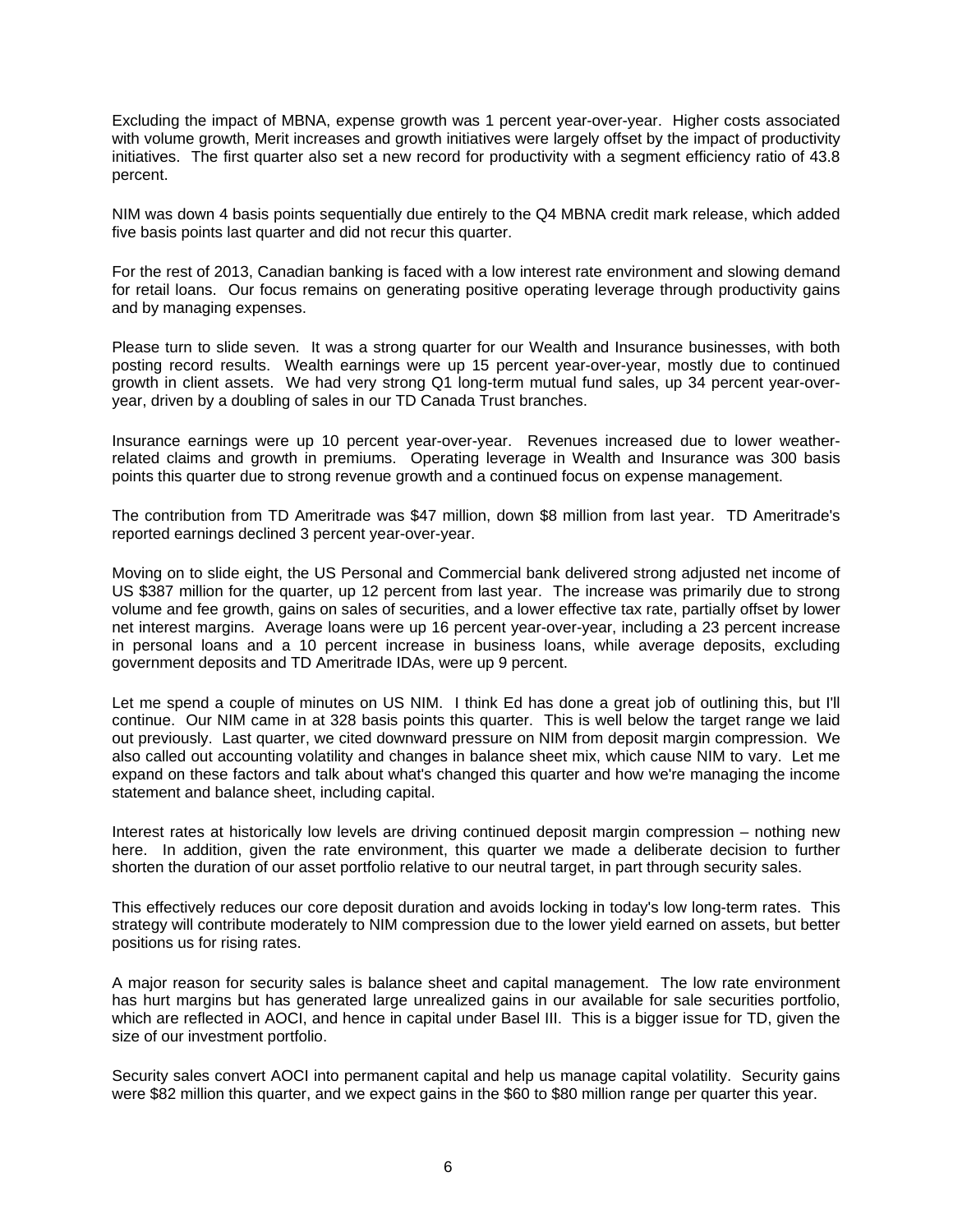Excluding the impact of MBNA, expense growth was 1 percent year-over-year. Higher costs associated with volume growth, Merit increases and growth initiatives were largely offset by the impact of productivity initiatives. The first quarter also set a new record for productivity with a segment efficiency ratio of 43.8 percent.

NIM was down 4 basis points sequentially due entirely to the Q4 MBNA credit mark release, which added five basis points last quarter and did not recur this quarter.

For the rest of 2013, Canadian banking is faced with a low interest rate environment and slowing demand for retail loans. Our focus remains on generating positive operating leverage through productivity gains and by managing expenses.

Please turn to slide seven. It was a strong quarter for our Wealth and Insurance businesses, with both posting record results. Wealth earnings were up 15 percent year-over-year, mostly due to continued growth in client assets. We had very strong Q1 long-term mutual fund sales, up 34 percent year-over-year, driven by a doubling of sales in our TD Canada Trust branches.

Insurance earnings were up 10 percent year-over-year. Revenues increased due to lower weather-related claims and growth in premiums. Operating leverage in Wealth and Insurance was 300 basis points this quarter due to strong revenue growth and a continued focus on expense management.

The contribution from TD Ameritrade was $47 million, down $8 million from last year. TD Ameritrade's reported earnings declined 3 percent year-over-year.

Moving on to slide eight, the US Personal and Commercial bank delivered strong adjusted net income of US $387 million for the quarter, up 12 percent from last year. The increase was primarily due to strong volume and fee growth, gains on sales of securities, and a lower effective tax rate, partially offset by lower net interest margins. Average loans were up 16 percent year-over-year, including a 23 percent increase in personal loans and a 10 percent increase in business loans, while average deposits, excluding government deposits and TD Ameritrade IDAs, were up 9 percent.

Let me spend a couple of minutes on US NIM. I think Ed has done a great job of outlining this, but I'll continue. Our NIM came in at 328 basis points this quarter. This is well below the target range we laid out previously. Last quarter, we cited downward pressure on NIM from deposit margin compression. We also called out accounting volatility and changes in balance sheet mix, which cause NIM to vary. Let me expand on these factors and talk about what's changed this quarter and how we're managing the income statement and balance sheet, including capital.

Interest rates at historically low levels are driving continued deposit margin compression – nothing new here. In addition, given the rate environment, this quarter we made a deliberate decision to further shorten the duration of our asset portfolio relative to our neutral target, in part through security sales.

This effectively reduces our core deposit duration and avoids locking in today's low long-term rates. This strategy will contribute moderately to NIM compression due to the lower yield earned on assets, but better positions us for rising rates.

A major reason for security sales is balance sheet and capital management. The low rate environment has hurt margins but has generated large unrealized gains in our available for sale securities portfolio, which are reflected in AOCI, and hence in capital under Basel III. This is a bigger issue for TD, given the size of our investment portfolio.

Security sales convert AOCI into permanent capital and help us manage capital volatility. Security gains were $82 million this quarter, and we expect gains in the $60 to $80 million range per quarter this year.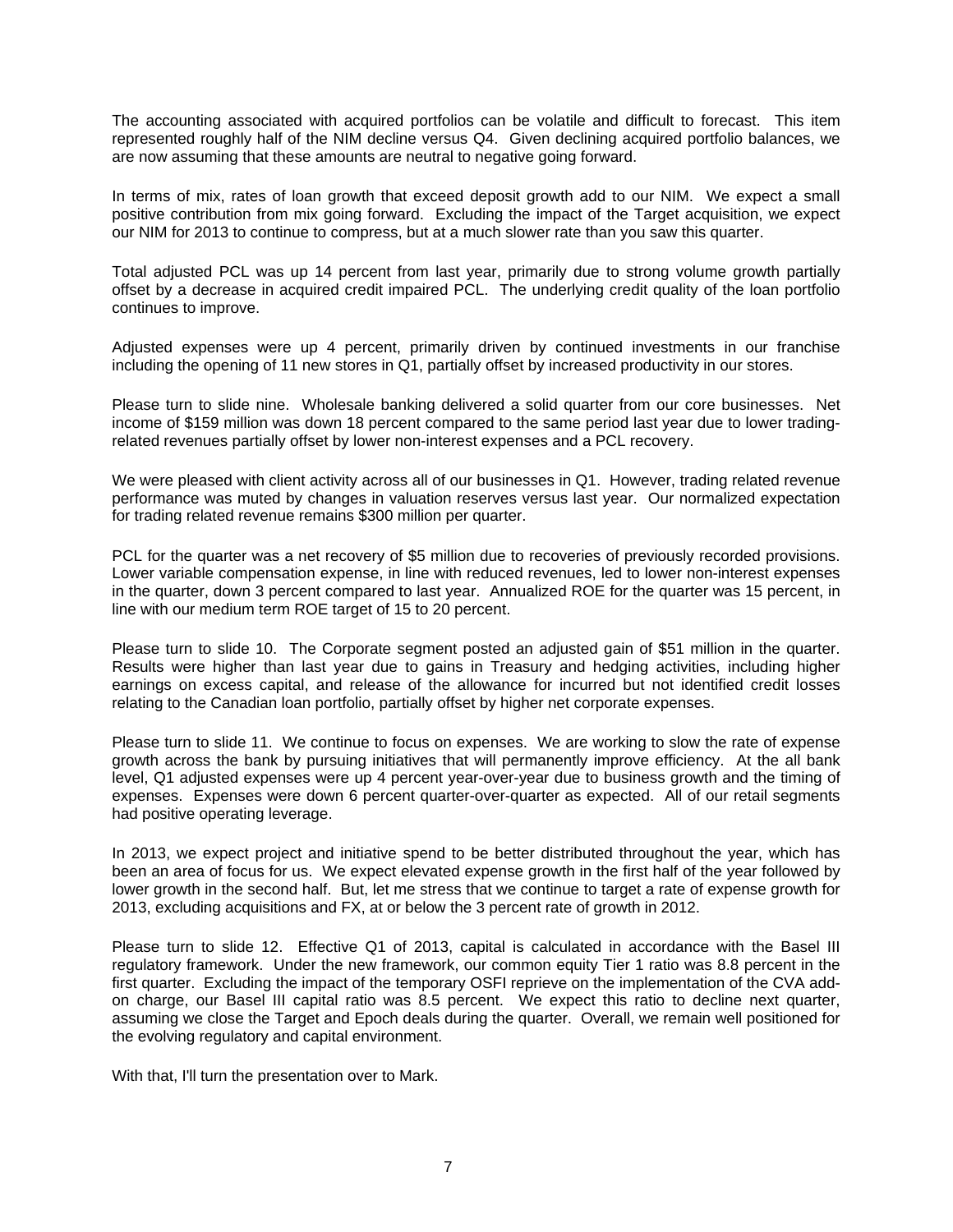The accounting associated with acquired portfolios can be volatile and difficult to forecast. This item represented roughly half of the NIM decline versus Q4. Given declining acquired portfolio balances, we are now assuming that these amounts are neutral to negative going forward.

In terms of mix, rates of loan growth that exceed deposit growth add to our NIM. We expect a small positive contribution from mix going forward. Excluding the impact of the Target acquisition, we expect our NIM for 2013 to continue to compress, but at a much slower rate than you saw this quarter.

Total adjusted PCL was up 14 percent from last year, primarily due to strong volume growth partially offset by a decrease in acquired credit impaired PCL. The underlying credit quality of the loan portfolio continues to improve.

Adjusted expenses were up 4 percent, primarily driven by continued investments in our franchise including the opening of 11 new stores in Q1, partially offset by increased productivity in our stores.

Please turn to slide nine. Wholesale banking delivered a solid quarter from our core businesses. Net income of $159 million was down 18 percent compared to the same period last year due to lower trading-related revenues partially offset by lower non-interest expenses and a PCL recovery.

We were pleased with client activity across all of our businesses in Q1. However, trading related revenue performance was muted by changes in valuation reserves versus last year. Our normalized expectation for trading related revenue remains $300 million per quarter.

PCL for the quarter was a net recovery of $5 million due to recoveries of previously recorded provisions. Lower variable compensation expense, in line with reduced revenues, led to lower non-interest expenses in the quarter, down 3 percent compared to last year. Annualized ROE for the quarter was 15 percent, in line with our medium term ROE target of 15 to 20 percent.

Please turn to slide 10. The Corporate segment posted an adjusted gain of $51 million in the quarter. Results were higher than last year due to gains in Treasury and hedging activities, including higher earnings on excess capital, and release of the allowance for incurred but not identified credit losses relating to the Canadian loan portfolio, partially offset by higher net corporate expenses.

Please turn to slide 11. We continue to focus on expenses. We are working to slow the rate of expense growth across the bank by pursuing initiatives that will permanently improve efficiency. At the all bank level, Q1 adjusted expenses were up 4 percent year-over-year due to business growth and the timing of expenses. Expenses were down 6 percent quarter-over-quarter as expected. All of our retail segments had positive operating leverage.

In 2013, we expect project and initiative spend to be better distributed throughout the year, which has been an area of focus for us. We expect elevated expense growth in the first half of the year followed by lower growth in the second half. But, let me stress that we continue to target a rate of expense growth for 2013, excluding acquisitions and FX, at or below the 3 percent rate of growth in 2012.

Please turn to slide 12. Effective Q1 of 2013, capital is calculated in accordance with the Basel III regulatory framework. Under the new framework, our common equity Tier 1 ratio was 8.8 percent in the first quarter. Excluding the impact of the temporary OSFI reprieve on the implementation of the CVA add-on charge, our Basel III capital ratio was 8.5 percent. We expect this ratio to decline next quarter, assuming we close the Target and Epoch deals during the quarter. Overall, we remain well positioned for the evolving regulatory and capital environment.

With that, I'll turn the presentation over to Mark.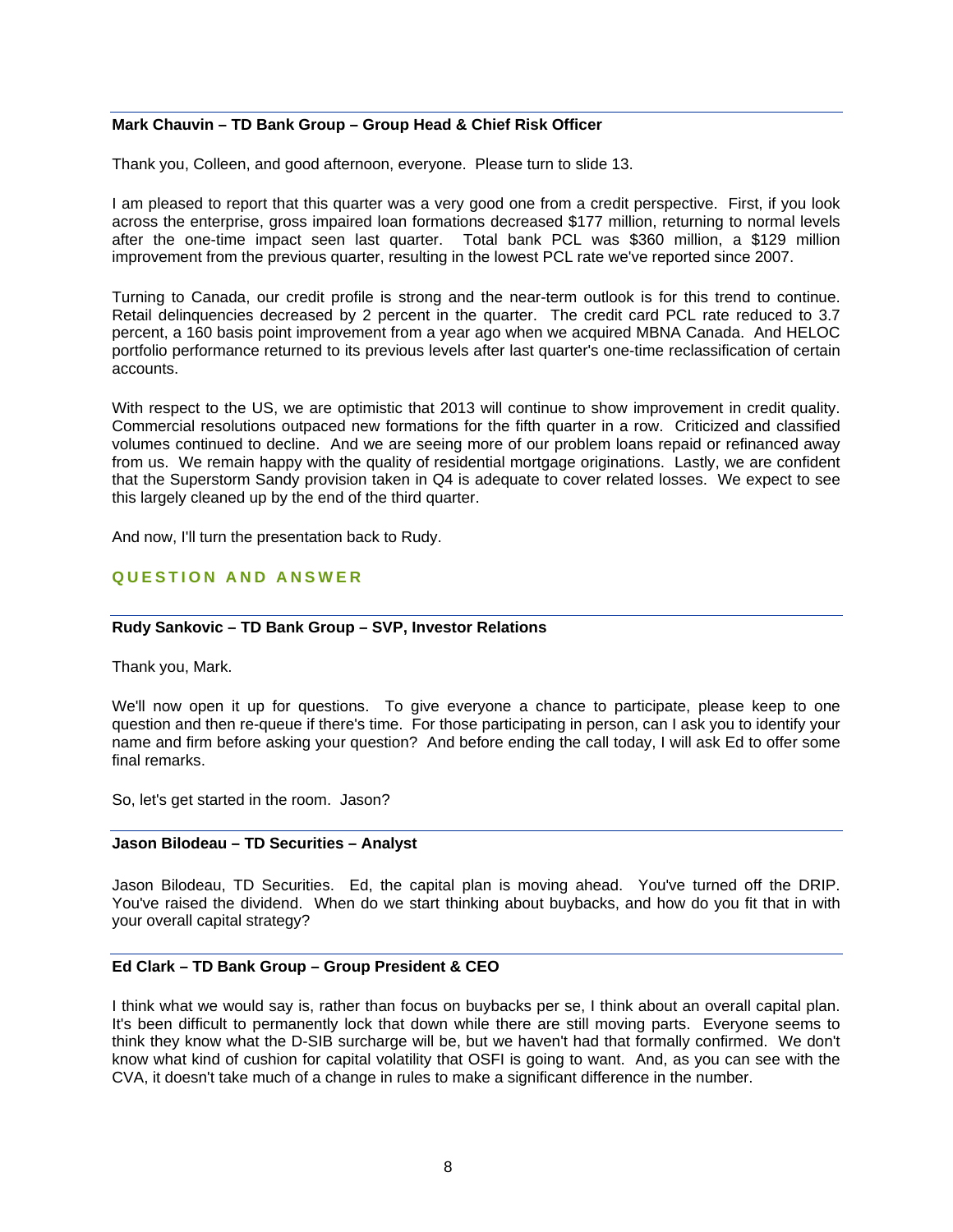**Mark Chauvin – TD Bank Group – Group Head & Chief Risk Officer**

Thank you, Colleen, and good afternoon, everyone. Please turn to slide 13.

I am pleased to report that this quarter was a very good one from a credit perspective. First, if you look across the enterprise, gross impaired loan formations decreased $177 million, returning to normal levels after the one-time impact seen last quarter. Total bank PCL was $360 million, a $129 million improvement from the previous quarter, resulting in the lowest PCL rate we've reported since 2007.

Turning to Canada, our credit profile is strong and the near-term outlook is for this trend to continue. Retail delinquencies decreased by 2 percent in the quarter. The credit card PCL rate reduced to 3.7 percent, a 160 basis point improvement from a year ago when we acquired MBNA Canada. And HELOC portfolio performance returned to its previous levels after last quarter's one-time reclassification of certain accounts.

With respect to the US, we are optimistic that 2013 will continue to show improvement in credit quality. Commercial resolutions outpaced new formations for the fifth quarter in a row. Criticized and classified volumes continued to decline. And we are seeing more of our problem loans repaid or refinanced away from us. We remain happy with the quality of residential mortgage originations. Lastly, we are confident that the Superstorm Sandy provision taken in Q4 is adequate to cover related losses. We expect to see this largely cleaned up by the end of the third quarter.

And now, I'll turn the presentation back to Rudy.

## QUESTION AND ANSWER

**Rudy Sankovic – TD Bank Group – SVP, Investor Relations**

Thank you, Mark.

We'll now open it up for questions. To give everyone a chance to participate, please keep to one question and then re-queue if there's time. For those participating in person, can I ask you to identify your name and firm before asking your question? And before ending the call today, I will ask Ed to offer some final remarks.

So, let's get started in the room. Jason?

**Jason Bilodeau – TD Securities – Analyst**

Jason Bilodeau, TD Securities. Ed, the capital plan is moving ahead. You've turned off the DRIP. You've raised the dividend. When do we start thinking about buybacks, and how do you fit that in with your overall capital strategy?

**Ed Clark – TD Bank Group – Group President & CEO**

I think what we would say is, rather than focus on buybacks per se, I think about an overall capital plan. It's been difficult to permanently lock that down while there are still moving parts. Everyone seems to think they know what the D-SIB surcharge will be, but we haven't had that formally confirmed. We don't know what kind of cushion for capital volatility that OSFI is going to want. And, as you can see with the CVA, it doesn't take much of a change in rules to make a significant difference in the number.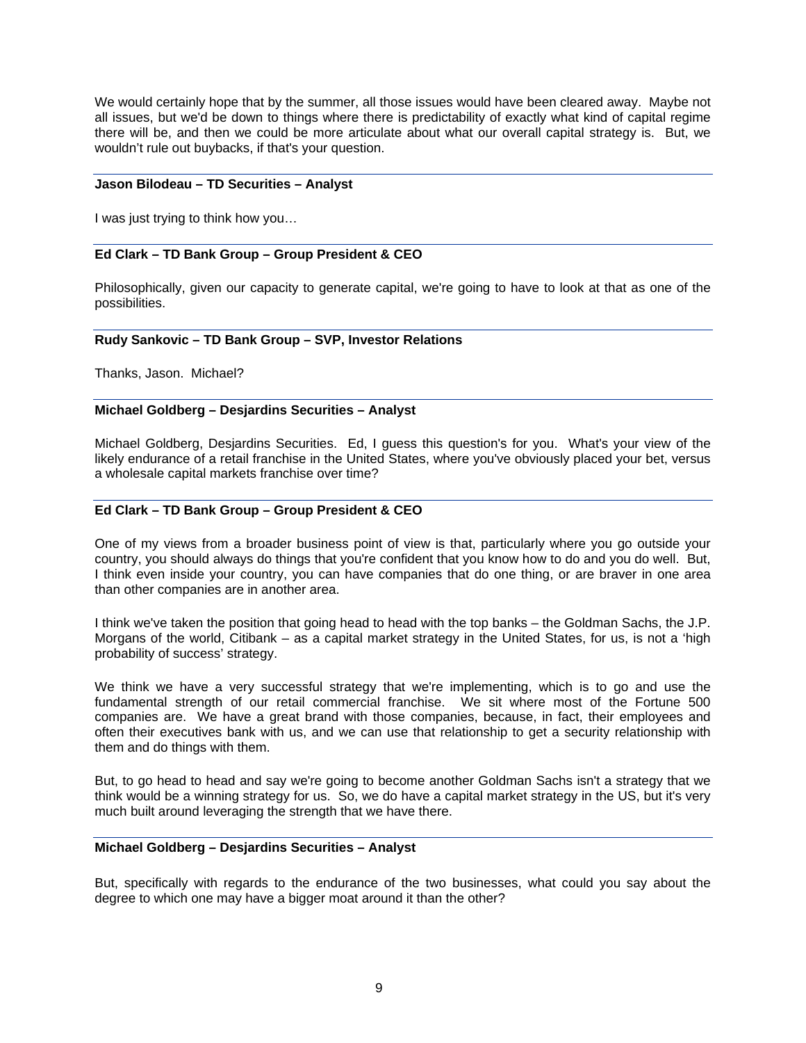We would certainly hope that by the summer, all those issues would have been cleared away. Maybe not all issues, but we'd be down to things where there is predictability of exactly what kind of capital regime there will be, and then we could be more articulate about what our overall capital strategy is. But, we wouldn't rule out buybacks, if that's your question.

**Jason Bilodeau – TD Securities – Analyst**

I was just trying to think how you…

**Ed Clark – TD Bank Group – Group President & CEO**

Philosophically, given our capacity to generate capital, we're going to have to look at that as one of the possibilities.

**Rudy Sankovic – TD Bank Group – SVP, Investor Relations**

Thanks, Jason. Michael?

**Michael Goldberg – Desjardins Securities – Analyst**

Michael Goldberg, Desjardins Securities. Ed, I guess this question's for you. What's your view of the likely endurance of a retail franchise in the United States, where you've obviously placed your bet, versus a wholesale capital markets franchise over time?

**Ed Clark – TD Bank Group – Group President & CEO**

One of my views from a broader business point of view is that, particularly where you go outside your country, you should always do things that you're confident that you know how to do and you do well. But, I think even inside your country, you can have companies that do one thing, or are braver in one area than other companies are in another area.

I think we've taken the position that going head to head with the top banks – the Goldman Sachs, the J.P. Morgans of the world, Citibank – as a capital market strategy in the United States, for us, is not a 'high probability of success' strategy.

We think we have a very successful strategy that we're implementing, which is to go and use the fundamental strength of our retail commercial franchise. We sit where most of the Fortune 500 companies are. We have a great brand with those companies, because, in fact, their employees and often their executives bank with us, and we can use that relationship to get a security relationship with them and do things with them.

But, to go head to head and say we're going to become another Goldman Sachs isn't a strategy that we think would be a winning strategy for us. So, we do have a capital market strategy in the US, but it's very much built around leveraging the strength that we have there.

**Michael Goldberg – Desjardins Securities – Analyst**

But, specifically with regards to the endurance of the two businesses, what could you say about the degree to which one may have a bigger moat around it than the other?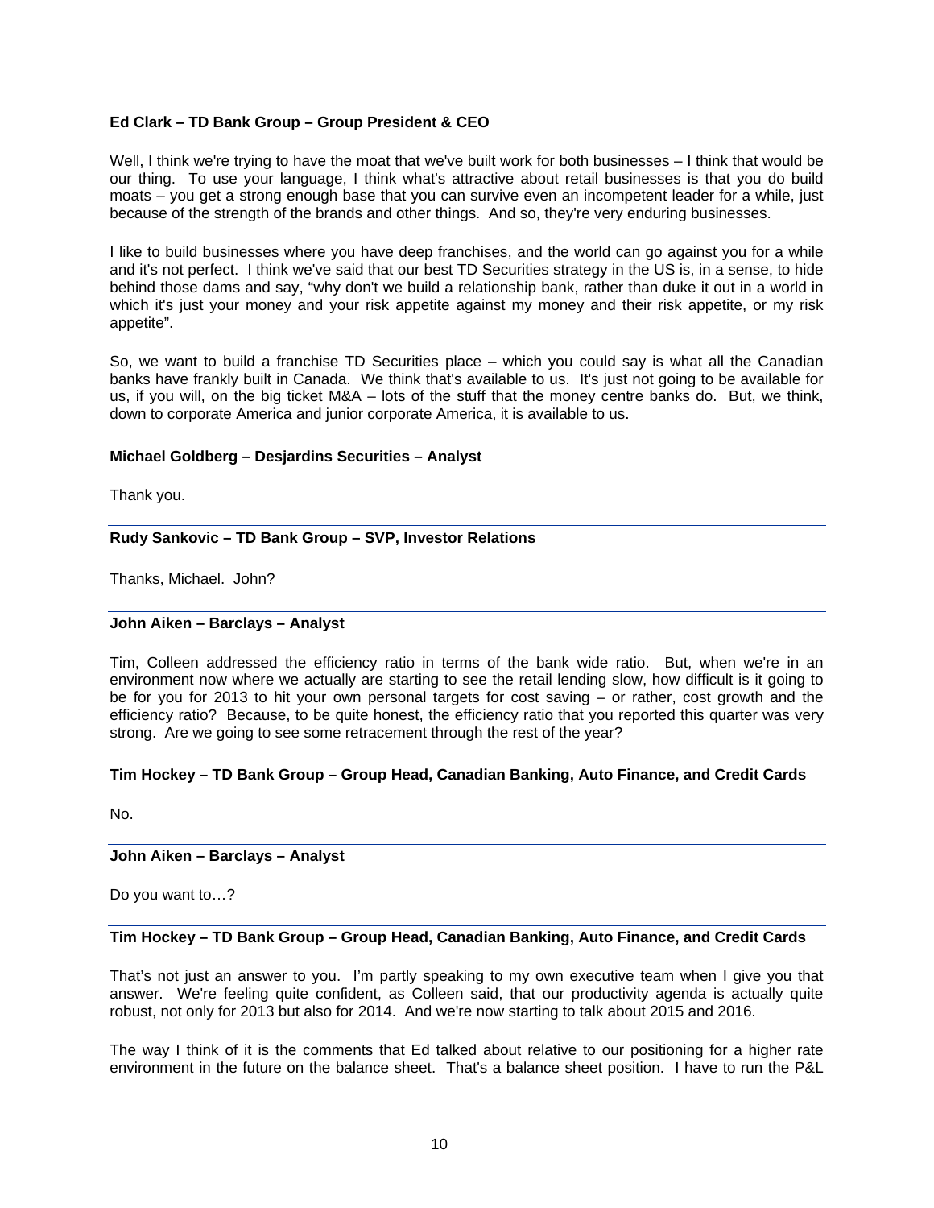**Ed Clark – TD Bank Group – Group President & CEO**

Well, I think we're trying to have the moat that we've built work for both businesses – I think that would be our thing. To use your language, I think what's attractive about retail businesses is that you do build moats – you get a strong enough base that you can survive even an incompetent leader for a while, just because of the strength of the brands and other things. And so, they're very enduring businesses.

I like to build businesses where you have deep franchises, and the world can go against you for a while and it's not perfect. I think we've said that our best TD Securities strategy in the US is, in a sense, to hide behind those dams and say, "why don't we build a relationship bank, rather than duke it out in a world in which it's just your money and your risk appetite against my money and their risk appetite, or my risk appetite".

So, we want to build a franchise TD Securities place – which you could say is what all the Canadian banks have frankly built in Canada. We think that's available to us. It's just not going to be available for us, if you will, on the big ticket M&A – lots of the stuff that the money centre banks do. But, we think, down to corporate America and junior corporate America, it is available to us.

**Michael Goldberg – Desjardins Securities – Analyst**

Thank you.

**Rudy Sankovic – TD Bank Group – SVP, Investor Relations**

Thanks, Michael. John?

**John Aiken – Barclays – Analyst**

Tim, Colleen addressed the efficiency ratio in terms of the bank wide ratio. But, when we're in an environment now where we actually are starting to see the retail lending slow, how difficult is it going to be for you for 2013 to hit your own personal targets for cost saving – or rather, cost growth and the efficiency ratio? Because, to be quite honest, the efficiency ratio that you reported this quarter was very strong. Are we going to see some retracement through the rest of the year?

**Tim Hockey – TD Bank Group – Group Head, Canadian Banking, Auto Finance, and Credit Cards**

No.

**John Aiken – Barclays – Analyst**

Do you want to…?

**Tim Hockey – TD Bank Group – Group Head, Canadian Banking, Auto Finance, and Credit Cards**

That's not just an answer to you. I'm partly speaking to my own executive team when I give you that answer. We're feeling quite confident, as Colleen said, that our productivity agenda is actually quite robust, not only for 2013 but also for 2014. And we're now starting to talk about 2015 and 2016.

The way I think of it is the comments that Ed talked about relative to our positioning for a higher rate environment in the future on the balance sheet. That's a balance sheet position. I have to run the P&L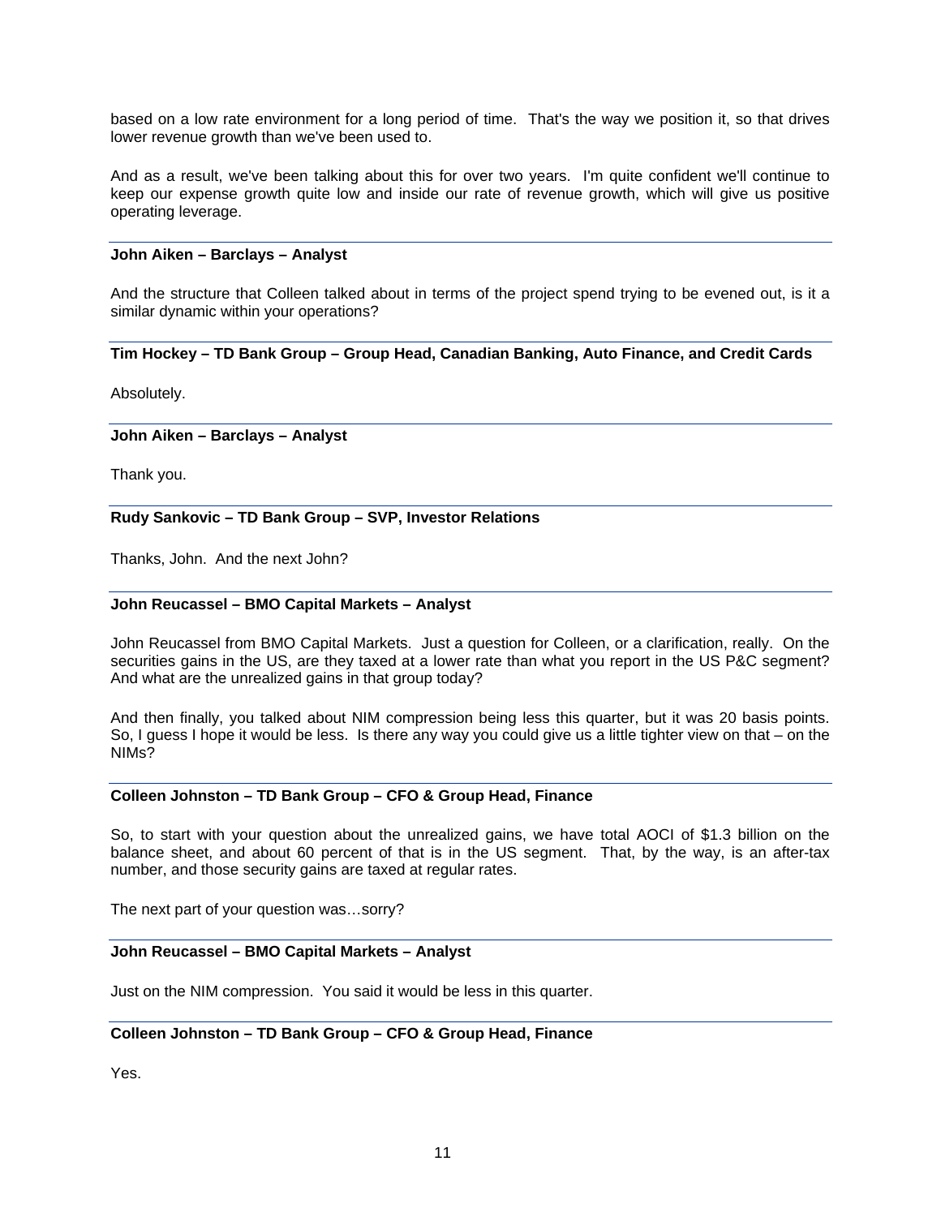based on a low rate environment for a long period of time. That's the way we position it, so that drives lower revenue growth than we've been used to.

And as a result, we've been talking about this for over two years. I'm quite confident we'll continue to keep our expense growth quite low and inside our rate of revenue growth, which will give us positive operating leverage.

---

**John Aiken – Barclays – Analyst**

And the structure that Colleen talked about in terms of the project spend trying to be evened out, is it a similar dynamic within your operations?

---

**Tim Hockey – TD Bank Group – Group Head, Canadian Banking, Auto Finance, and Credit Cards**

Absolutely.

---

**John Aiken – Barclays – Analyst**

Thank you.

---

**Rudy Sankovic – TD Bank Group – SVP, Investor Relations**

Thanks, John. And the next John?

---

**John Reucassel – BMO Capital Markets – Analyst**

John Reucassel from BMO Capital Markets. Just a question for Colleen, or a clarification, really. On the securities gains in the US, are they taxed at a lower rate than what you report in the US P&C segment? And what are the unrealized gains in that group today?

And then finally, you talked about NIM compression being less this quarter, but it was 20 basis points. So, I guess I hope it would be less. Is there any way you could give us a little tighter view on that – on the NIMs?

---

**Colleen Johnston – TD Bank Group – CFO & Group Head, Finance**

So, to start with your question about the unrealized gains, we have total AOCI of $1.3 billion on the balance sheet, and about 60 percent of that is in the US segment. That, by the way, is an after-tax number, and those security gains are taxed at regular rates.

The next part of your question was…sorry?

---

**John Reucassel – BMO Capital Markets – Analyst**

Just on the NIM compression. You said it would be less in this quarter.

---

**Colleen Johnston – TD Bank Group – CFO & Group Head, Finance**

Yes.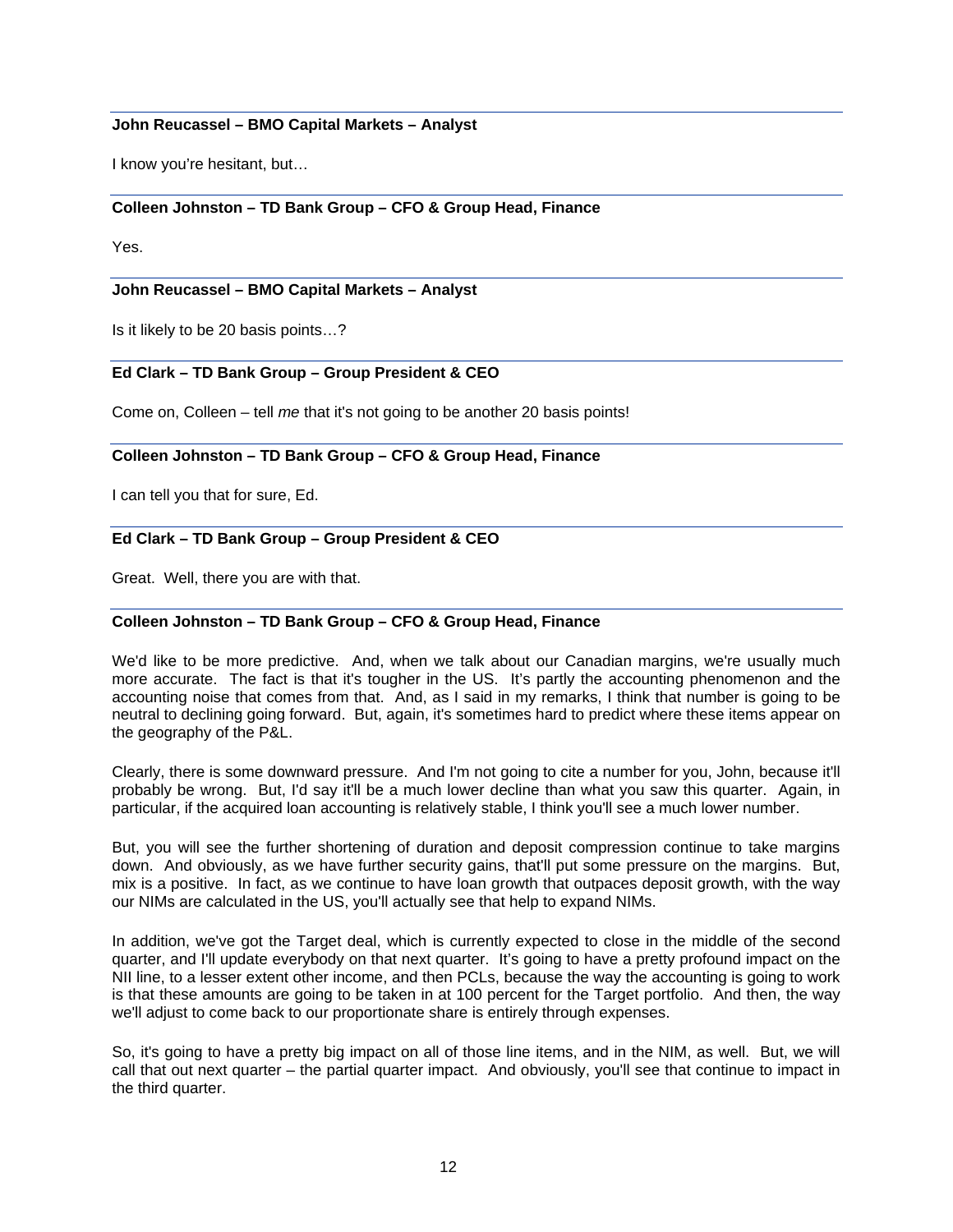**John Reucassel – BMO Capital Markets – Analyst**

I know you're hesitant, but…

**Colleen Johnston – TD Bank Group – CFO & Group Head, Finance**

Yes.

**John Reucassel – BMO Capital Markets – Analyst**

Is it likely to be 20 basis points…?

**Ed Clark – TD Bank Group – Group President & CEO**

Come on, Colleen – tell *me* that it's not going to be another 20 basis points!

**Colleen Johnston – TD Bank Group – CFO & Group Head, Finance**

I can tell you that for sure, Ed.

**Ed Clark – TD Bank Group – Group President & CEO**

Great. Well, there you are with that.

**Colleen Johnston – TD Bank Group – CFO & Group Head, Finance**

We'd like to be more predictive. And, when we talk about our Canadian margins, we're usually much more accurate. The fact is that it's tougher in the US. It's partly the accounting phenomenon and the accounting noise that comes from that. And, as I said in my remarks, I think that number is going to be neutral to declining going forward. But, again, it's sometimes hard to predict where these items appear on the geography of the P&L.

Clearly, there is some downward pressure. And I'm not going to cite a number for you, John, because it'll probably be wrong. But, I'd say it'll be a much lower decline than what you saw this quarter. Again, in particular, if the acquired loan accounting is relatively stable, I think you'll see a much lower number.

But, you will see the further shortening of duration and deposit compression continue to take margins down. And obviously, as we have further security gains, that'll put some pressure on the margins. But, mix is a positive. In fact, as we continue to have loan growth that outpaces deposit growth, with the way our NIMs are calculated in the US, you'll actually see that help to expand NIMs.

In addition, we've got the Target deal, which is currently expected to close in the middle of the second quarter, and I'll update everybody on that next quarter. It's going to have a pretty profound impact on the NII line, to a lesser extent other income, and then PCLs, because the way the accounting is going to work is that these amounts are going to be taken in at 100 percent for the Target portfolio. And then, the way we'll adjust to come back to our proportionate share is entirely through expenses.

So, it's going to have a pretty big impact on all of those line items, and in the NIM, as well. But, we will call that out next quarter – the partial quarter impact. And obviously, you'll see that continue to impact in the third quarter.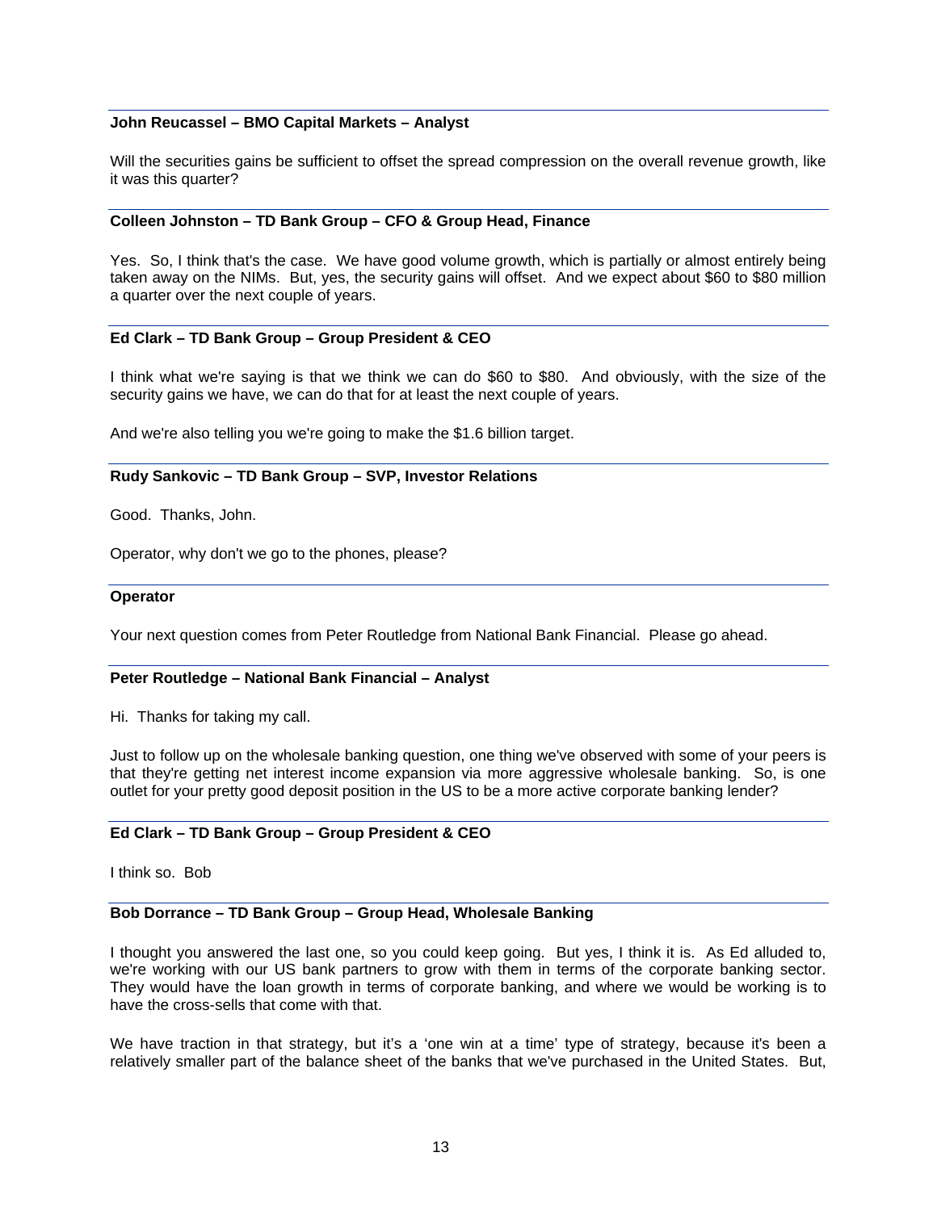**John Reucassel – BMO Capital Markets – Analyst**

Will the securities gains be sufficient to offset the spread compression on the overall revenue growth, like it was this quarter?

**Colleen Johnston – TD Bank Group – CFO & Group Head, Finance**

Yes. So, I think that's the case. We have good volume growth, which is partially or almost entirely being taken away on the NIMs. But, yes, the security gains will offset. And we expect about $60 to $80 million a quarter over the next couple of years.

**Ed Clark – TD Bank Group – Group President & CEO**

I think what we're saying is that we think we can do $60 to $80. And obviously, with the size of the security gains we have, we can do that for at least the next couple of years.

And we're also telling you we're going to make the $1.6 billion target.

**Rudy Sankovic – TD Bank Group – SVP, Investor Relations**

Good. Thanks, John.

Operator, why don't we go to the phones, please?

**Operator**

Your next question comes from Peter Routledge from National Bank Financial. Please go ahead.

**Peter Routledge – National Bank Financial – Analyst**

Hi. Thanks for taking my call.

Just to follow up on the wholesale banking question, one thing we've observed with some of your peers is that they're getting net interest income expansion via more aggressive wholesale banking. So, is one outlet for your pretty good deposit position in the US to be a more active corporate banking lender?

**Ed Clark – TD Bank Group – Group President & CEO**

I think so. Bob

**Bob Dorrance – TD Bank Group – Group Head, Wholesale Banking**

I thought you answered the last one, so you could keep going. But yes, I think it is. As Ed alluded to, we're working with our US bank partners to grow with them in terms of the corporate banking sector. They would have the loan growth in terms of corporate banking, and where we would be working is to have the cross-sells that come with that.

We have traction in that strategy, but it's a 'one win at a time' type of strategy, because it's been a relatively smaller part of the balance sheet of the banks that we've purchased in the United States. But,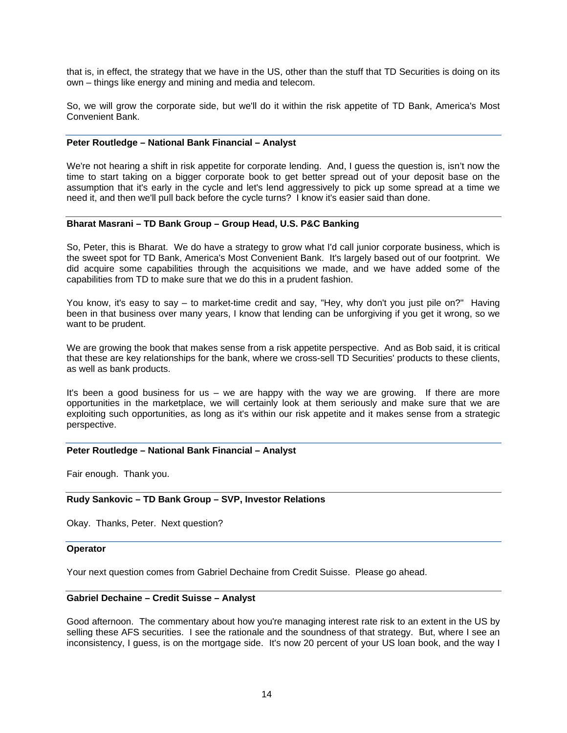that is, in effect, the strategy that we have in the US, other than the stuff that TD Securities is doing on its own – things like energy and mining and media and telecom.

So, we will grow the corporate side, but we'll do it within the risk appetite of TD Bank, America's Most Convenient Bank.

**Peter Routledge – National Bank Financial – Analyst**

We're not hearing a shift in risk appetite for corporate lending. And, I guess the question is, isn't now the time to start taking on a bigger corporate book to get better spread out of your deposit base on the assumption that it's early in the cycle and let's lend aggressively to pick up some spread at a time we need it, and then we'll pull back before the cycle turns? I know it's easier said than done.

**Bharat Masrani – TD Bank Group – Group Head, U.S. P&C Banking**

So, Peter, this is Bharat. We do have a strategy to grow what I'd call junior corporate business, which is the sweet spot for TD Bank, America's Most Convenient Bank. It's largely based out of our footprint. We did acquire some capabilities through the acquisitions we made, and we have added some of the capabilities from TD to make sure that we do this in a prudent fashion.

You know, it's easy to say – to market-time credit and say, "Hey, why don't you just pile on?" Having been in that business over many years, I know that lending can be unforgiving if you get it wrong, so we want to be prudent.

We are growing the book that makes sense from a risk appetite perspective. And as Bob said, it is critical that these are key relationships for the bank, where we cross-sell TD Securities' products to these clients, as well as bank products.

It's been a good business for us – we are happy with the way we are growing. If there are more opportunities in the marketplace, we will certainly look at them seriously and make sure that we are exploiting such opportunities, as long as it's within our risk appetite and it makes sense from a strategic perspective.

**Peter Routledge – National Bank Financial – Analyst**

Fair enough. Thank you.

**Rudy Sankovic – TD Bank Group – SVP, Investor Relations**

Okay. Thanks, Peter. Next question?

**Operator**

Your next question comes from Gabriel Dechaine from Credit Suisse. Please go ahead.

**Gabriel Dechaine – Credit Suisse – Analyst**

Good afternoon. The commentary about how you're managing interest rate risk to an extent in the US by selling these AFS securities. I see the rationale and the soundness of that strategy. But, where I see an inconsistency, I guess, is on the mortgage side. It's now 20 percent of your US loan book, and the way I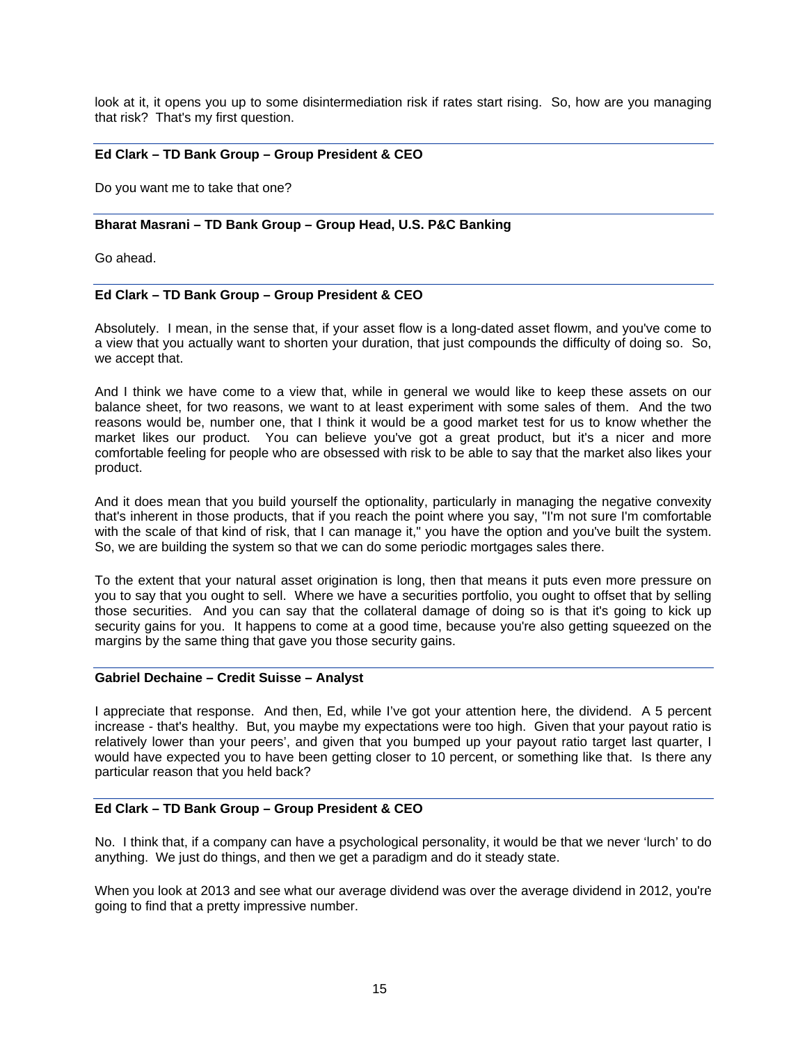look at it, it opens you up to some disintermediation risk if rates start rising. So, how are you managing that risk? That's my first question.

**Ed Clark – TD Bank Group – Group President & CEO**

Do you want me to take that one?

**Bharat Masrani – TD Bank Group – Group Head, U.S. P&C Banking**

Go ahead.

**Ed Clark – TD Bank Group – Group President & CEO**

Absolutely. I mean, in the sense that, if your asset flow is a long-dated asset flowm, and you've come to a view that you actually want to shorten your duration, that just compounds the difficulty of doing so. So, we accept that.

And I think we have come to a view that, while in general we would like to keep these assets on our balance sheet, for two reasons, we want to at least experiment with some sales of them. And the two reasons would be, number one, that I think it would be a good market test for us to know whether the market likes our product. You can believe you've got a great product, but it's a nicer and more comfortable feeling for people who are obsessed with risk to be able to say that the market also likes your product.

And it does mean that you build yourself the optionality, particularly in managing the negative convexity that's inherent in those products, that if you reach the point where you say, "I'm not sure I'm comfortable with the scale of that kind of risk, that I can manage it," you have the option and you've built the system. So, we are building the system so that we can do some periodic mortgages sales there.

To the extent that your natural asset origination is long, then that means it puts even more pressure on you to say that you ought to sell. Where we have a securities portfolio, you ought to offset that by selling those securities. And you can say that the collateral damage of doing so is that it's going to kick up security gains for you. It happens to come at a good time, because you're also getting squeezed on the margins by the same thing that gave you those security gains.

**Gabriel Dechaine – Credit Suisse – Analyst**

I appreciate that response. And then, Ed, while I've got your attention here, the dividend. A 5 percent increase - that's healthy. But, you maybe my expectations were too high. Given that your payout ratio is relatively lower than your peers', and given that you bumped up your payout ratio target last quarter, I would have expected you to have been getting closer to 10 percent, or something like that. Is there any particular reason that you held back?

**Ed Clark – TD Bank Group – Group President & CEO**

No. I think that, if a company can have a psychological personality, it would be that we never 'lurch' to do anything. We just do things, and then we get a paradigm and do it steady state.

When you look at 2013 and see what our average dividend was over the average dividend in 2012, you're going to find that a pretty impressive number.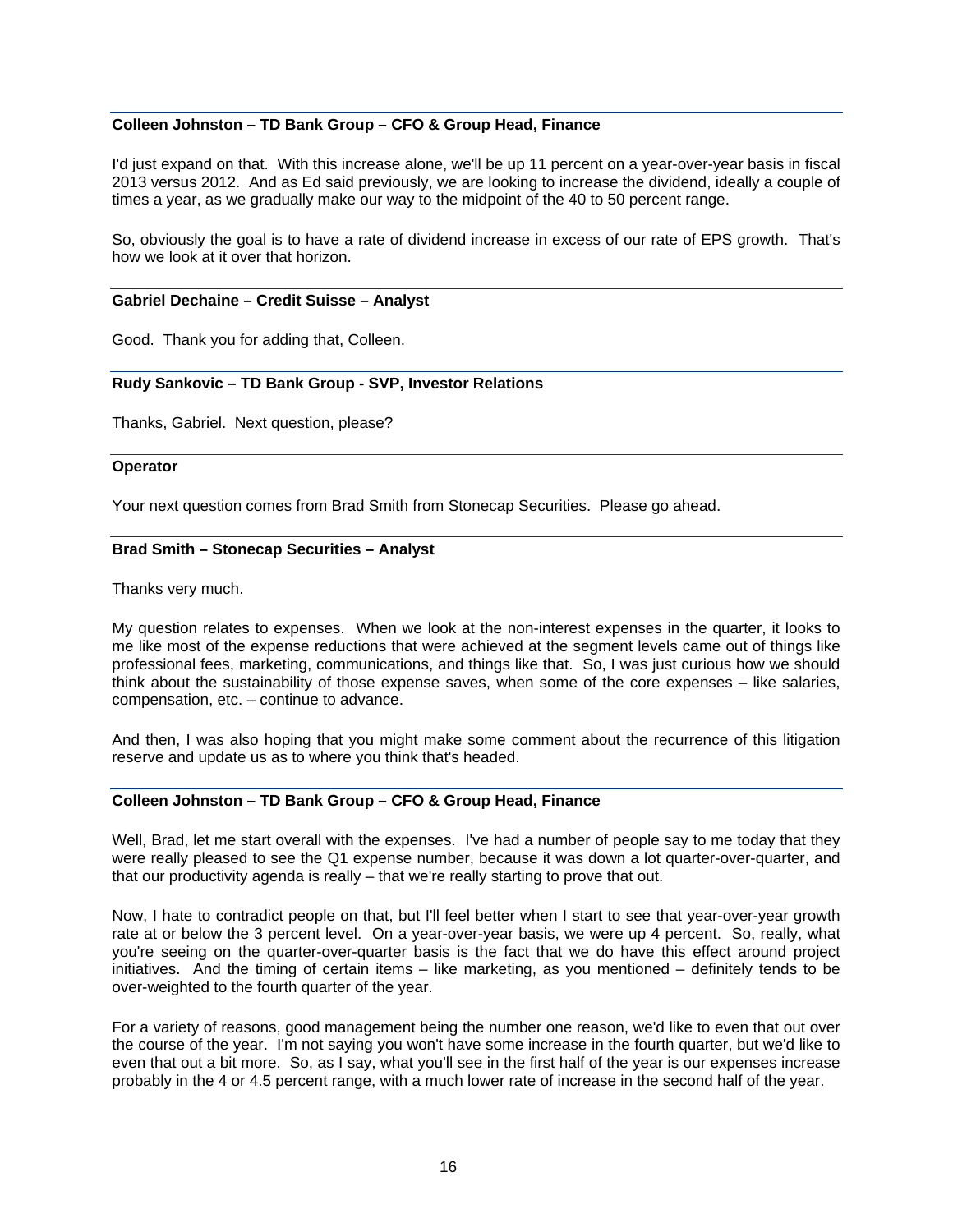**Colleen Johnston – TD Bank Group – CFO & Group Head, Finance**

I'd just expand on that. With this increase alone, we'll be up 11 percent on a year-over-year basis in fiscal 2013 versus 2012. And as Ed said previously, we are looking to increase the dividend, ideally a couple of times a year, as we gradually make our way to the midpoint of the 40 to 50 percent range.

So, obviously the goal is to have a rate of dividend increase in excess of our rate of EPS growth. That's how we look at it over that horizon.

**Gabriel Dechaine – Credit Suisse – Analyst**

Good. Thank you for adding that, Colleen.

**Rudy Sankovic – TD Bank Group - SVP, Investor Relations**

Thanks, Gabriel. Next question, please?

**Operator**

Your next question comes from Brad Smith from Stonecap Securities. Please go ahead.

**Brad Smith – Stonecap Securities – Analyst**

Thanks very much.

My question relates to expenses. When we look at the non-interest expenses in the quarter, it looks to me like most of the expense reductions that were achieved at the segment levels came out of things like professional fees, marketing, communications, and things like that. So, I was just curious how we should think about the sustainability of those expense saves, when some of the core expenses – like salaries, compensation, etc. – continue to advance.

And then, I was also hoping that you might make some comment about the recurrence of this litigation reserve and update us as to where you think that's headed.

**Colleen Johnston – TD Bank Group – CFO & Group Head, Finance**

Well, Brad, let me start overall with the expenses. I've had a number of people say to me today that they were really pleased to see the Q1 expense number, because it was down a lot quarter-over-quarter, and that our productivity agenda is really – that we're really starting to prove that out.

Now, I hate to contradict people on that, but I'll feel better when I start to see that year-over-year growth rate at or below the 3 percent level. On a year-over-year basis, we were up 4 percent. So, really, what you're seeing on the quarter-over-quarter basis is the fact that we do have this effect around project initiatives. And the timing of certain items – like marketing, as you mentioned – definitely tends to be over-weighted to the fourth quarter of the year.

For a variety of reasons, good management being the number one reason, we'd like to even that out over the course of the year. I'm not saying you won't have some increase in the fourth quarter, but we'd like to even that out a bit more. So, as I say, what you'll see in the first half of the year is our expenses increase probably in the 4 or 4.5 percent range, with a much lower rate of increase in the second half of the year.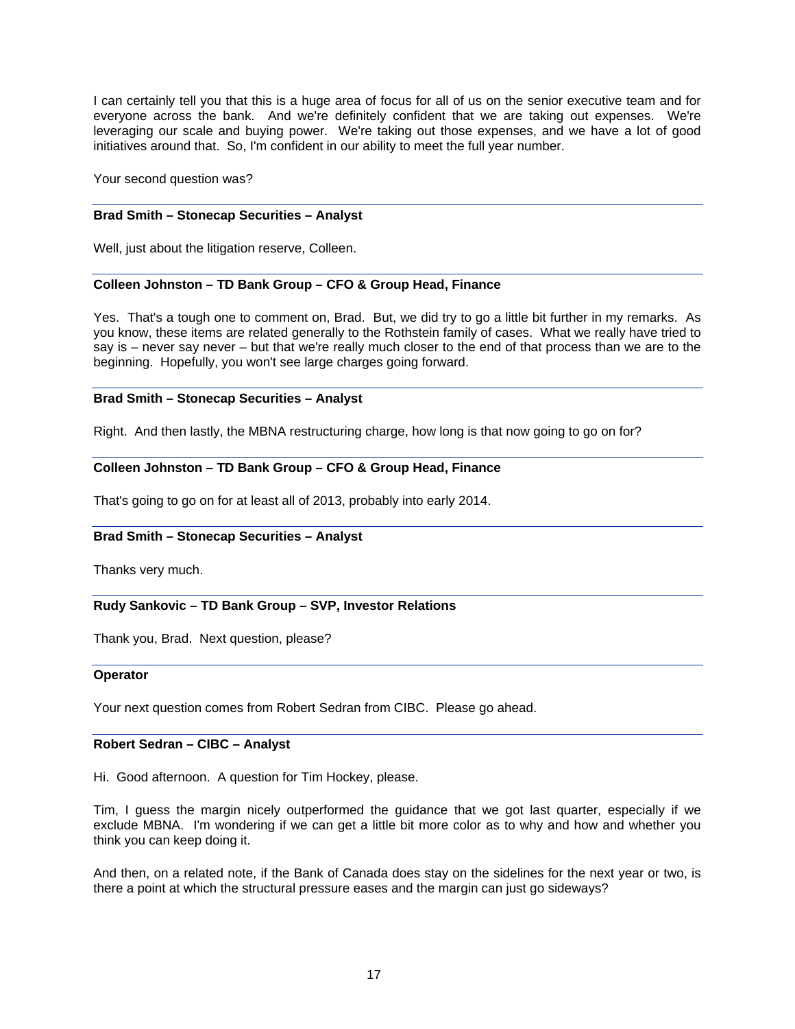I can certainly tell you that this is a huge area of focus for all of us on the senior executive team and for everyone across the bank. And we're definitely confident that we are taking out expenses. We're leveraging our scale and buying power. We're taking out those expenses, and we have a lot of good initiatives around that. So, I'm confident in our ability to meet the full year number.

Your second question was?

**Brad Smith – Stonecap Securities – Analyst**

Well, just about the litigation reserve, Colleen.

**Colleen Johnston – TD Bank Group – CFO & Group Head, Finance**

Yes. That's a tough one to comment on, Brad. But, we did try to go a little bit further in my remarks. As you know, these items are related generally to the Rothstein family of cases. What we really have tried to say is – never say never – but that we're really much closer to the end of that process than we are to the beginning. Hopefully, you won't see large charges going forward.

**Brad Smith – Stonecap Securities – Analyst**

Right. And then lastly, the MBNA restructuring charge, how long is that now going to go on for?

**Colleen Johnston – TD Bank Group – CFO & Group Head, Finance**

That's going to go on for at least all of 2013, probably into early 2014.

**Brad Smith – Stonecap Securities – Analyst**

Thanks very much.

**Rudy Sankovic – TD Bank Group – SVP, Investor Relations**

Thank you, Brad. Next question, please?

**Operator**

Your next question comes from Robert Sedran from CIBC. Please go ahead.

**Robert Sedran – CIBC – Analyst**

Hi. Good afternoon. A question for Tim Hockey, please.

Tim, I guess the margin nicely outperformed the guidance that we got last quarter, especially if we exclude MBNA. I'm wondering if we can get a little bit more color as to why and how and whether you think you can keep doing it.

And then, on a related note, if the Bank of Canada does stay on the sidelines for the next year or two, is there a point at which the structural pressure eases and the margin can just go sideways?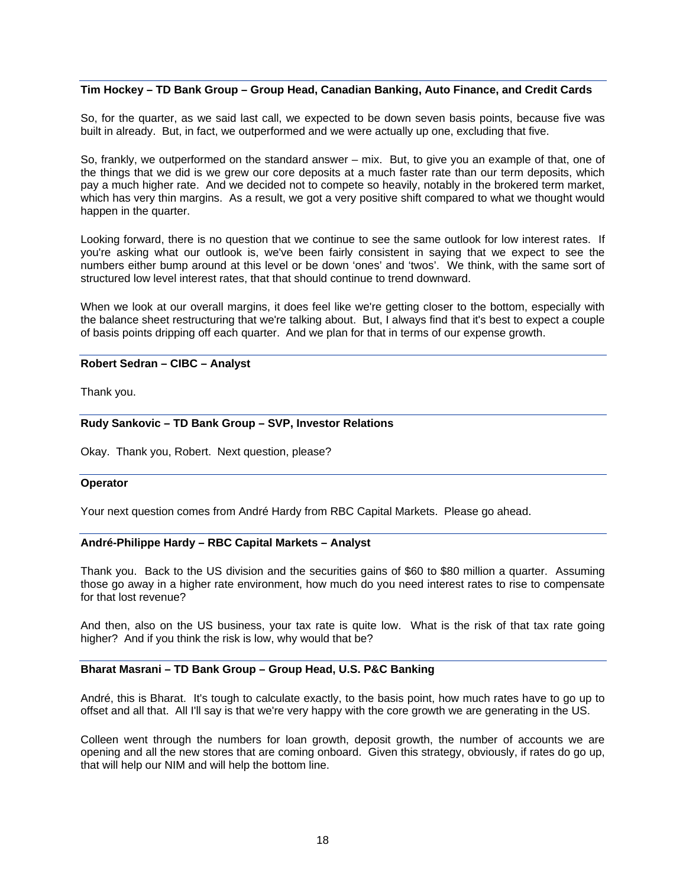**Tim Hockey – TD Bank Group – Group Head, Canadian Banking, Auto Finance, and Credit Cards**

So, for the quarter, as we said last call, we expected to be down seven basis points, because five was built in already. But, in fact, we outperformed and we were actually up one, excluding that five.

So, frankly, we outperformed on the standard answer – mix. But, to give you an example of that, one of the things that we did is we grew our core deposits at a much faster rate than our term deposits, which pay a much higher rate. And we decided not to compete so heavily, notably in the brokered term market, which has very thin margins. As a result, we got a very positive shift compared to what we thought would happen in the quarter.

Looking forward, there is no question that we continue to see the same outlook for low interest rates. If you're asking what our outlook is, we've been fairly consistent in saying that we expect to see the numbers either bump around at this level or be down 'ones' and 'twos'. We think, with the same sort of structured low level interest rates, that that should continue to trend downward.

When we look at our overall margins, it does feel like we're getting closer to the bottom, especially with the balance sheet restructuring that we're talking about. But, I always find that it's best to expect a couple of basis points dripping off each quarter. And we plan for that in terms of our expense growth.

**Robert Sedran – CIBC – Analyst**

Thank you.

**Rudy Sankovic – TD Bank Group – SVP, Investor Relations**

Okay. Thank you, Robert. Next question, please?

**Operator**

Your next question comes from André Hardy from RBC Capital Markets. Please go ahead.

**André-Philippe Hardy – RBC Capital Markets – Analyst**

Thank you. Back to the US division and the securities gains of $60 to $80 million a quarter. Assuming those go away in a higher rate environment, how much do you need interest rates to rise to compensate for that lost revenue?

And then, also on the US business, your tax rate is quite low. What is the risk of that tax rate going higher? And if you think the risk is low, why would that be?

**Bharat Masrani – TD Bank Group – Group Head, U.S. P&C Banking**

André, this is Bharat. It's tough to calculate exactly, to the basis point, how much rates have to go up to offset and all that. All I'll say is that we're very happy with the core growth we are generating in the US.

Colleen went through the numbers for loan growth, deposit growth, the number of accounts we are opening and all the new stores that are coming onboard. Given this strategy, obviously, if rates do go up, that will help our NIM and will help the bottom line.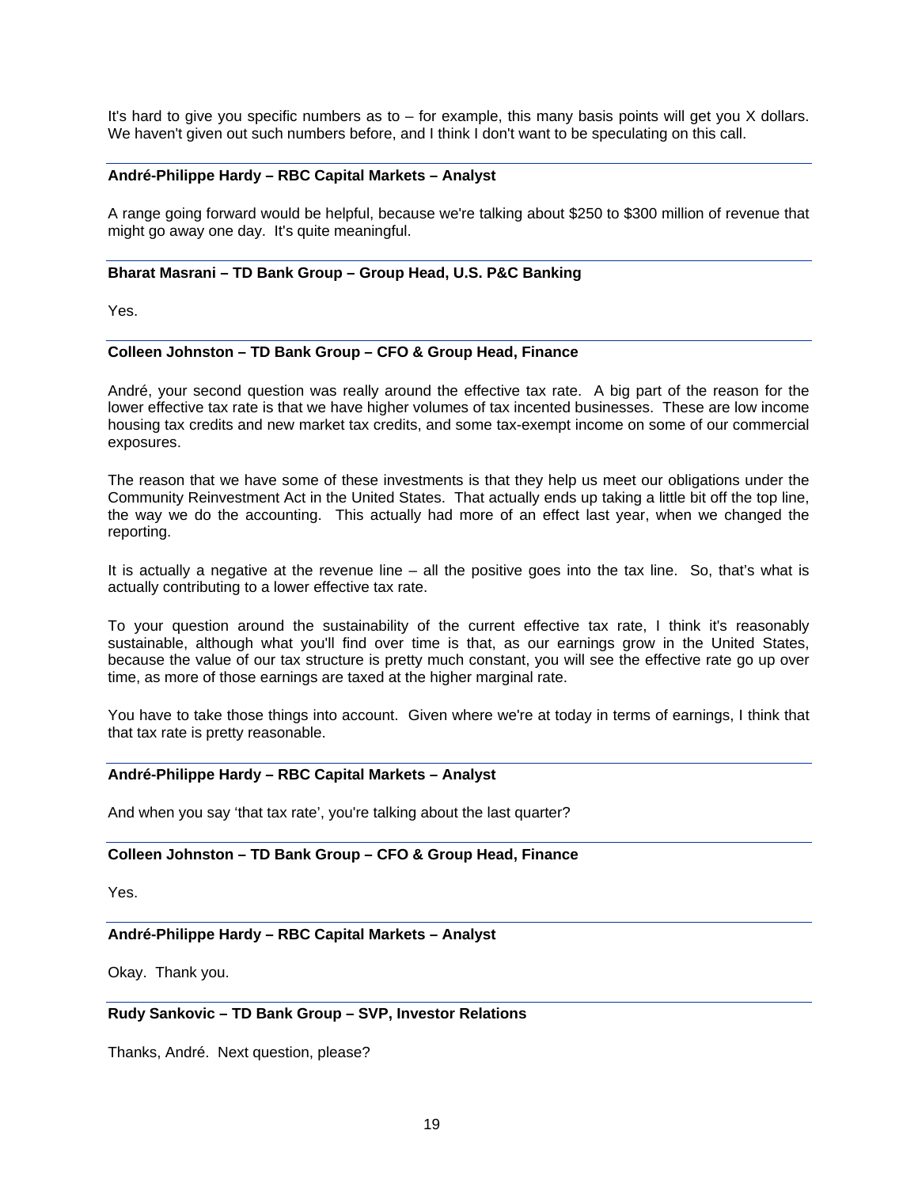It's hard to give you specific numbers as to – for example, this many basis points will get you X dollars. We haven't given out such numbers before, and I think I don't want to be speculating on this call.

---

**André-Philippe Hardy – RBC Capital Markets – Analyst**

A range going forward would be helpful, because we're talking about $250 to $300 million of revenue that might go away one day. It's quite meaningful.

---

**Bharat Masrani – TD Bank Group – Group Head, U.S. P&C Banking**

Yes.

---

**Colleen Johnston – TD Bank Group – CFO & Group Head, Finance**

André, your second question was really around the effective tax rate. A big part of the reason for the lower effective tax rate is that we have higher volumes of tax incented businesses. These are low income housing tax credits and new market tax credits, and some tax-exempt income on some of our commercial exposures.

The reason that we have some of these investments is that they help us meet our obligations under the Community Reinvestment Act in the United States. That actually ends up taking a little bit off the top line, the way we do the accounting. This actually had more of an effect last year, when we changed the reporting.

It is actually a negative at the revenue line – all the positive goes into the tax line. So, that's what is actually contributing to a lower effective tax rate.

To your question around the sustainability of the current effective tax rate, I think it's reasonably sustainable, although what you'll find over time is that, as our earnings grow in the United States, because the value of our tax structure is pretty much constant, you will see the effective rate go up over time, as more of those earnings are taxed at the higher marginal rate.

You have to take those things into account. Given where we're at today in terms of earnings, I think that that tax rate is pretty reasonable.

---

**André-Philippe Hardy – RBC Capital Markets – Analyst**

And when you say 'that tax rate', you're talking about the last quarter?

---

**Colleen Johnston – TD Bank Group – CFO & Group Head, Finance**

Yes.

---

**André-Philippe Hardy – RBC Capital Markets – Analyst**

Okay. Thank you.

---

**Rudy Sankovic – TD Bank Group – SVP, Investor Relations**

Thanks, André. Next question, please?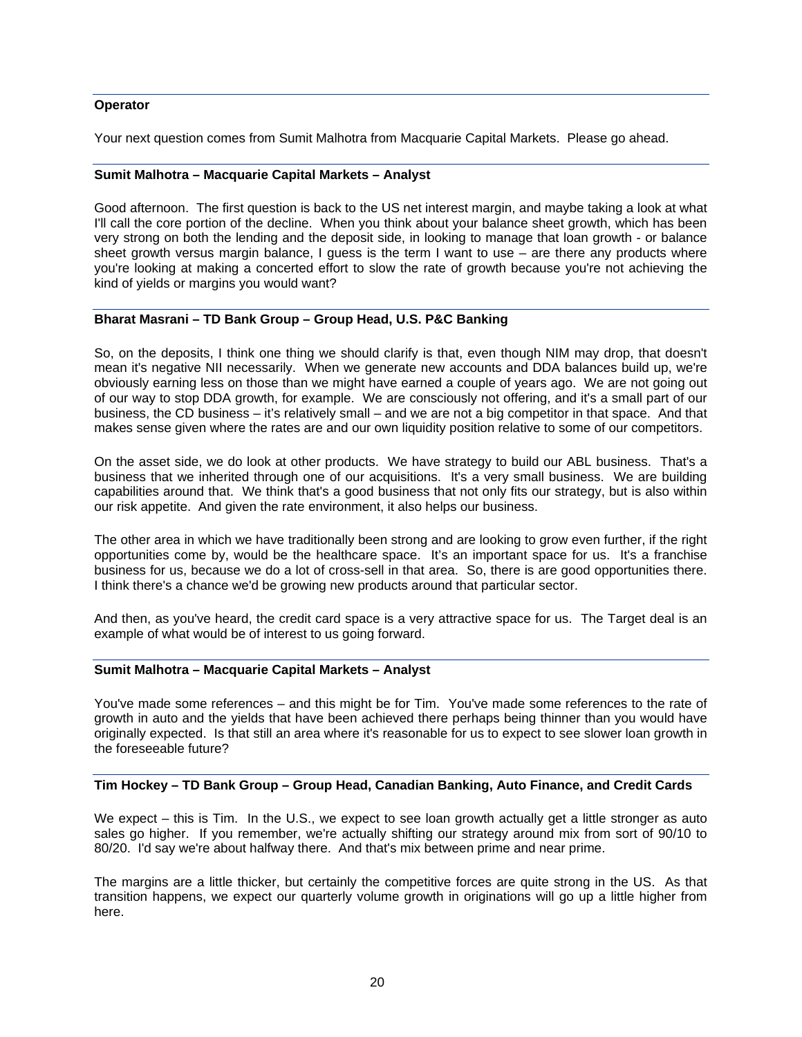**Operator**

Your next question comes from Sumit Malhotra from Macquarie Capital Markets. Please go ahead.

**Sumit Malhotra – Macquarie Capital Markets – Analyst**

Good afternoon. The first question is back to the US net interest margin, and maybe taking a look at what I'll call the core portion of the decline. When you think about your balance sheet growth, which has been very strong on both the lending and the deposit side, in looking to manage that loan growth - or balance sheet growth versus margin balance, I guess is the term I want to use – are there any products where you're looking at making a concerted effort to slow the rate of growth because you're not achieving the kind of yields or margins you would want?

**Bharat Masrani – TD Bank Group – Group Head, U.S. P&C Banking**

So, on the deposits, I think one thing we should clarify is that, even though NIM may drop, that doesn't mean it's negative NII necessarily. When we generate new accounts and DDA balances build up, we're obviously earning less on those than we might have earned a couple of years ago. We are not going out of our way to stop DDA growth, for example. We are consciously not offering, and it's a small part of our business, the CD business – it's relatively small – and we are not a big competitor in that space. And that makes sense given where the rates are and our own liquidity position relative to some of our competitors.

On the asset side, we do look at other products. We have strategy to build our ABL business. That's a business that we inherited through one of our acquisitions. It's a very small business. We are building capabilities around that. We think that's a good business that not only fits our strategy, but is also within our risk appetite. And given the rate environment, it also helps our business.

The other area in which we have traditionally been strong and are looking to grow even further, if the right opportunities come by, would be the healthcare space. It's an important space for us. It's a franchise business for us, because we do a lot of cross-sell in that area. So, there is are good opportunities there. I think there's a chance we'd be growing new products around that particular sector.

And then, as you've heard, the credit card space is a very attractive space for us. The Target deal is an example of what would be of interest to us going forward.

**Sumit Malhotra – Macquarie Capital Markets – Analyst**

You've made some references – and this might be for Tim. You've made some references to the rate of growth in auto and the yields that have been achieved there perhaps being thinner than you would have originally expected. Is that still an area where it's reasonable for us to expect to see slower loan growth in the foreseeable future?

**Tim Hockey – TD Bank Group – Group Head, Canadian Banking, Auto Finance, and Credit Cards**

We expect – this is Tim. In the U.S., we expect to see loan growth actually get a little stronger as auto sales go higher. If you remember, we're actually shifting our strategy around mix from sort of 90/10 to 80/20. I'd say we're about halfway there. And that's mix between prime and near prime.

The margins are a little thicker, but certainly the competitive forces are quite strong in the US. As that transition happens, we expect our quarterly volume growth in originations will go up a little higher from here.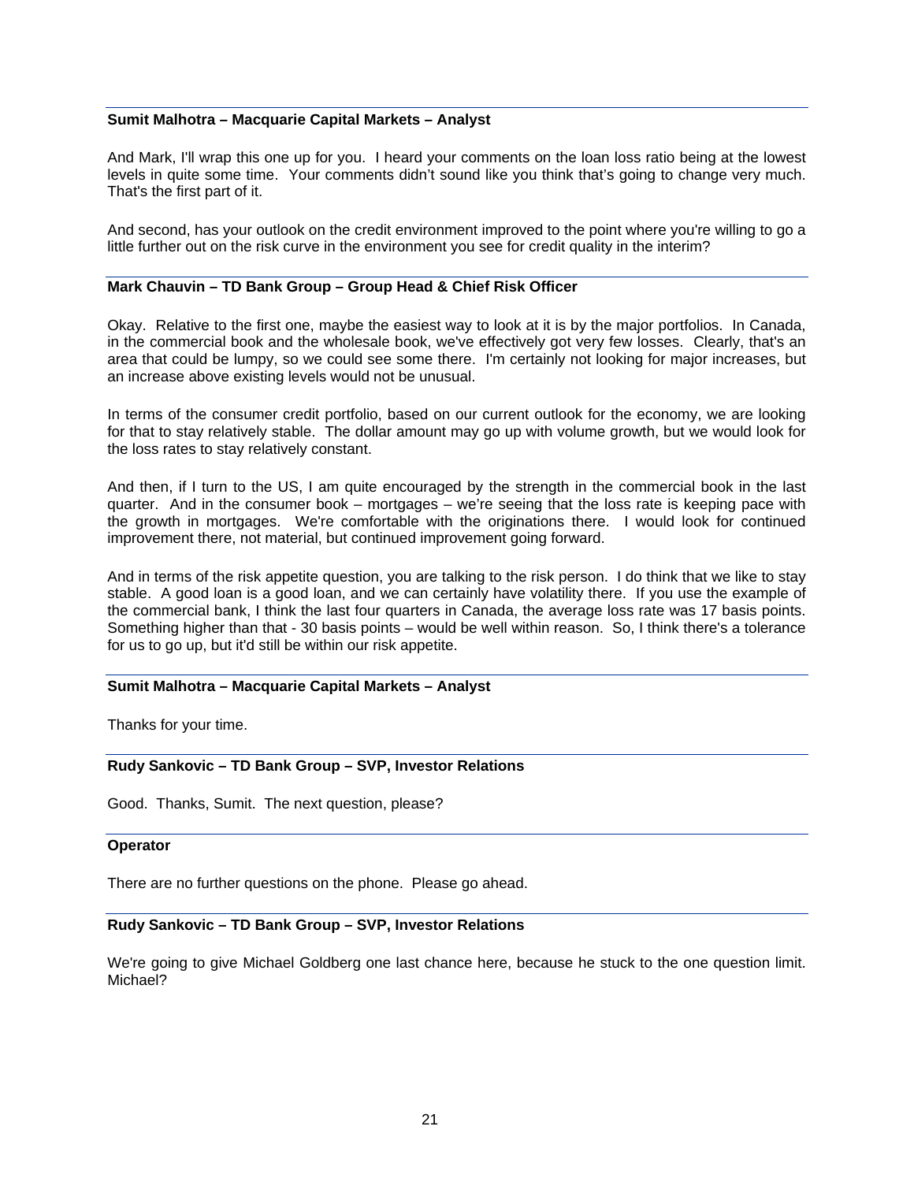**Sumit Malhotra – Macquarie Capital Markets – Analyst**

And Mark, I'll wrap this one up for you. I heard your comments on the loan loss ratio being at the lowest levels in quite some time. Your comments didn't sound like you think that's going to change very much. That's the first part of it.

And second, has your outlook on the credit environment improved to the point where you're willing to go a little further out on the risk curve in the environment you see for credit quality in the interim?

**Mark Chauvin – TD Bank Group – Group Head & Chief Risk Officer**

Okay. Relative to the first one, maybe the easiest way to look at it is by the major portfolios. In Canada, in the commercial book and the wholesale book, we've effectively got very few losses. Clearly, that's an area that could be lumpy, so we could see some there. I'm certainly not looking for major increases, but an increase above existing levels would not be unusual.

In terms of the consumer credit portfolio, based on our current outlook for the economy, we are looking for that to stay relatively stable. The dollar amount may go up with volume growth, but we would look for the loss rates to stay relatively constant.

And then, if I turn to the US, I am quite encouraged by the strength in the commercial book in the last quarter. And in the consumer book – mortgages – we're seeing that the loss rate is keeping pace with the growth in mortgages. We're comfortable with the originations there. I would look for continued improvement there, not material, but continued improvement going forward.

And in terms of the risk appetite question, you are talking to the risk person. I do think that we like to stay stable. A good loan is a good loan, and we can certainly have volatility there. If you use the example of the commercial bank, I think the last four quarters in Canada, the average loss rate was 17 basis points. Something higher than that - 30 basis points – would be well within reason. So, I think there's a tolerance for us to go up, but it'd still be within our risk appetite.

**Sumit Malhotra – Macquarie Capital Markets – Analyst**

Thanks for your time.

**Rudy Sankovic – TD Bank Group – SVP, Investor Relations**

Good. Thanks, Sumit. The next question, please?

**Operator**

There are no further questions on the phone. Please go ahead.

**Rudy Sankovic – TD Bank Group – SVP, Investor Relations**

We're going to give Michael Goldberg one last chance here, because he stuck to the one question limit. Michael?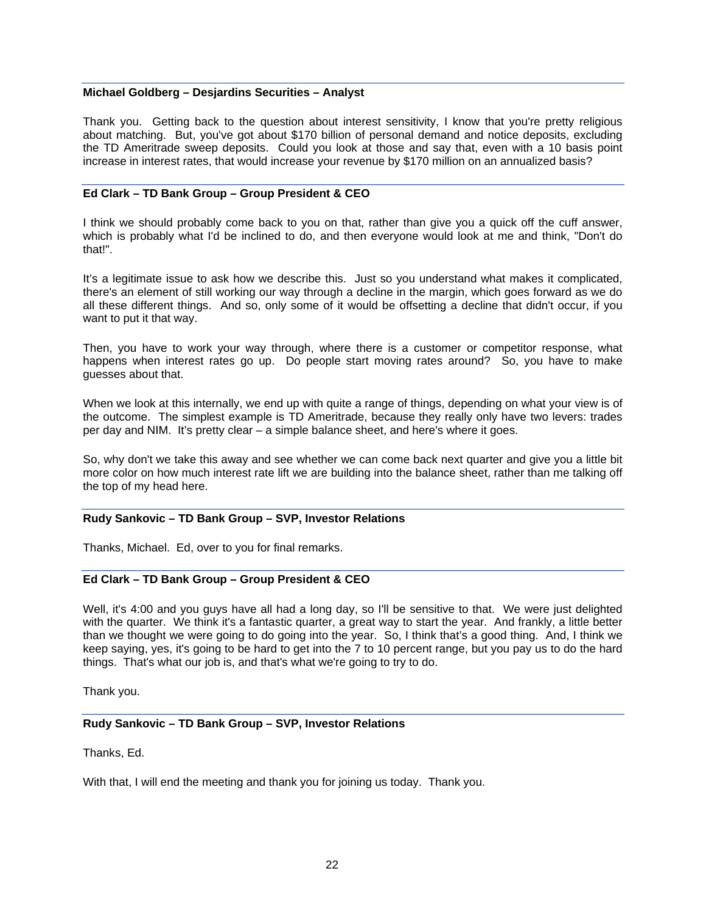**Michael Goldberg – Desjardins Securities – Analyst**

Thank you. Getting back to the question about interest sensitivity, I know that you're pretty religious about matching. But, you've got about $170 billion of personal demand and notice deposits, excluding the TD Ameritrade sweep deposits. Could you look at those and say that, even with a 10 basis point increase in interest rates, that would increase your revenue by $170 million on an annualized basis?

**Ed Clark – TD Bank Group – Group President & CEO**

I think we should probably come back to you on that, rather than give you a quick off the cuff answer, which is probably what I'd be inclined to do, and then everyone would look at me and think, "Don't do that!".

It's a legitimate issue to ask how we describe this. Just so you understand what makes it complicated, there's an element of still working our way through a decline in the margin, which goes forward as we do all these different things. And so, only some of it would be offsetting a decline that didn't occur, if you want to put it that way.

Then, you have to work your way through, where there is a customer or competitor response, what happens when interest rates go up. Do people start moving rates around? So, you have to make guesses about that.

When we look at this internally, we end up with quite a range of things, depending on what your view is of the outcome. The simplest example is TD Ameritrade, because they really only have two levers: trades per day and NIM. It's pretty clear – a simple balance sheet, and here's where it goes.

So, why don't we take this away and see whether we can come back next quarter and give you a little bit more color on how much interest rate lift we are building into the balance sheet, rather than me talking off the top of my head here.

**Rudy Sankovic – TD Bank Group – SVP, Investor Relations**

Thanks, Michael. Ed, over to you for final remarks.

**Ed Clark – TD Bank Group – Group President & CEO**

Well, it's 4:00 and you guys have all had a long day, so I'll be sensitive to that. We were just delighted with the quarter. We think it's a fantastic quarter, a great way to start the year. And frankly, a little better than we thought we were going to do going into the year. So, I think that's a good thing. And, I think we keep saying, yes, it's going to be hard to get into the 7 to 10 percent range, but you pay us to do the hard things. That's what our job is, and that's what we're going to try to do.

Thank you.

**Rudy Sankovic – TD Bank Group – SVP, Investor Relations**

Thanks, Ed.

With that, I will end the meeting and thank you for joining us today. Thank you.